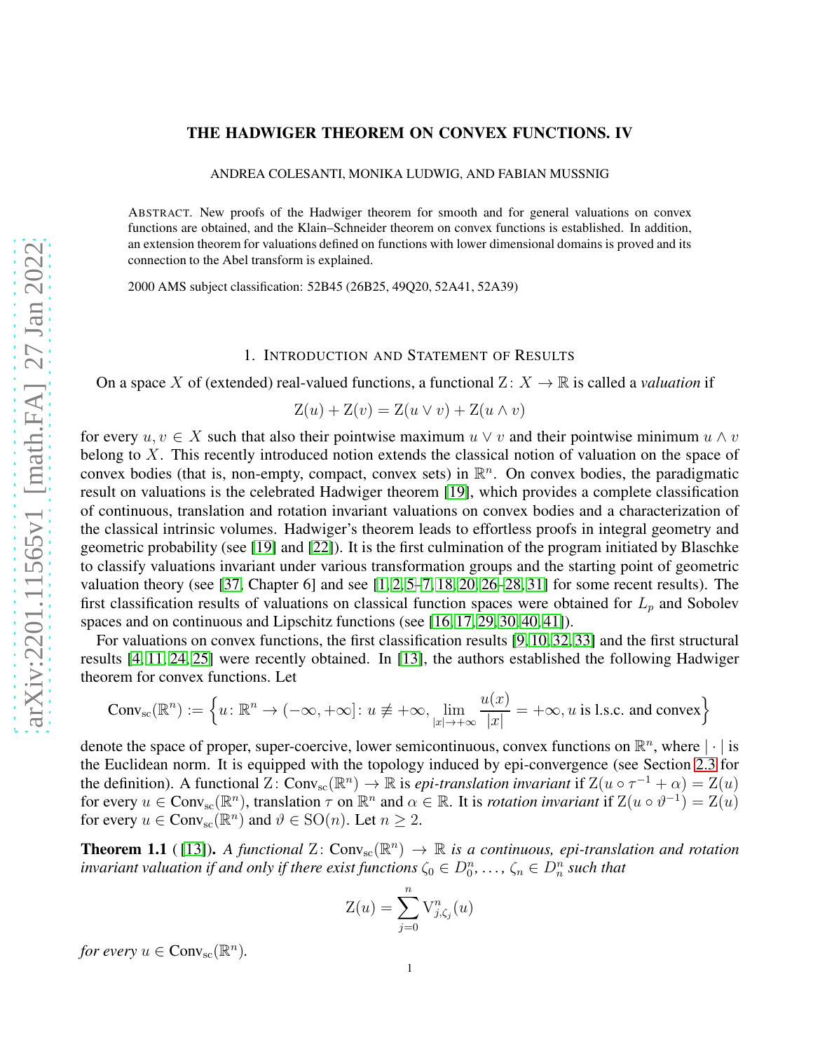# THE HADWIGER THEOREM ON CONVEX FUNCTIONS. IV

ANDREA COLESANTI, MONIKA LUDWIG, AND FABIAN MUSSNIG

ABSTRACT. New proofs of the Hadwiger theorem for smooth and for general valuations on convex functions are obtained, and the Klain–Schneider theorem on convex functions is established. In addition, an extension theorem for valuations defined on functions with lower dimensional domains is proved and its connection to the Abel transform is explained.

2000 AMS subject classification: 52B45 (26B25, 49Q20, 52A41, 52A39)

## 1. INTRODUCTION AND STATEMENT OF RESULTS

On a space $X$ of (extended) real-valued functions, a functional $\mathrm{Z}\colon X \to \mathbb{R}$ is called a *valuation* if

$$\mathrm{Z}(u) + \mathrm{Z}(v) = \mathrm{Z}(u \vee v) + \mathrm{Z}(u \wedge v)$$

for every $u, v \in X$ such that also their pointwise maximum $u \vee v$ and their pointwise minimum $u \wedge v$ belong to $X$. This recently introduced notion extends the classical notion of valuation on the space of convex bodies (that is, non-empty, compact, convex sets) in $\mathbb{R}^n$. On convex bodies, the paradigmatic result on valuations is the celebrated Hadwiger theorem [19], which provides a complete classification of continuous, translation and rotation invariant valuations on convex bodies and a characterization of the classical intrinsic volumes. Hadwiger's theorem leads to effortless proofs in integral geometry and geometric probability (see [19] and [22]). It is the first culmination of the program initiated by Blaschke to classify valuations invariant under various transformation groups and the starting point of geometric valuation theory (see [37, Chapter 6] and see [1, 2, 5–7, 18, 20, 26–28, 31] for some recent results). The first classification results of valuations on classical function spaces were obtained for $L_p$ and Sobolev spaces and on continuous and Lipschitz functions (see [16, 17, 29, 30, 40, 41]).

For valuations on convex functions, the first classification results [9, 10, 32, 33] and the first structural results [4, 11, 24, 25] were recently obtained. In [13], the authors established the following Hadwiger theorem for convex functions. Let

$$\mathrm{Conv}_{\mathrm{sc}}(\mathbb{R}^n) := \Big\{ u\colon \mathbb{R}^n \to (-\infty, +\infty] \colon u \not\equiv +\infty, \lim_{|x|\to+\infty} \frac{u(x)}{|x|} = +\infty, u \text{ is l.s.c. and convex} \Big\}$$

denote the space of proper, super-coercive, lower semicontinuous, convex functions on $\mathbb{R}^n$, where $|\cdot|$ is the Euclidean norm. It is equipped with the topology induced by epi-convergence (see Section 2.3 for the definition). A functional $\mathrm{Z}\colon \mathrm{Conv}_{\mathrm{sc}}(\mathbb{R}^n) \to \mathbb{R}$ is *epi-translation invariant* if $\mathrm{Z}(u \circ \tau^{-1} + \alpha) = \mathrm{Z}(u)$ for every $u \in \mathrm{Conv}_{\mathrm{sc}}(\mathbb{R}^n)$, translation $\tau$ on $\mathbb{R}^n$ and $\alpha \in \mathbb{R}$. It is *rotation invariant* if $\mathrm{Z}(u \circ \vartheta^{-1}) = \mathrm{Z}(u)$ for every $u \in \mathrm{Conv}_{\mathrm{sc}}(\mathbb{R}^n)$ and $\vartheta \in \mathrm{SO}(n)$. Let $n \geq 2$.

**Theorem 1.1** ([13]). *A functional $\mathrm{Z}\colon \mathrm{Conv}_{\mathrm{sc}}(\mathbb{R}^n) \to \mathbb{R}$ is a continuous, epi-translation and rotation invariant valuation if and only if there exist functions $\zeta_0 \in D_0^n, \dots, \zeta_n \in D_n^n$ such that*

$$\mathrm{Z}(u) = \sum_{j=0}^{n} \mathrm{V}_{j,\zeta_j}^n(u)$$

*for every $u \in \mathrm{Conv}_{\mathrm{sc}}(\mathbb{R}^n)$.*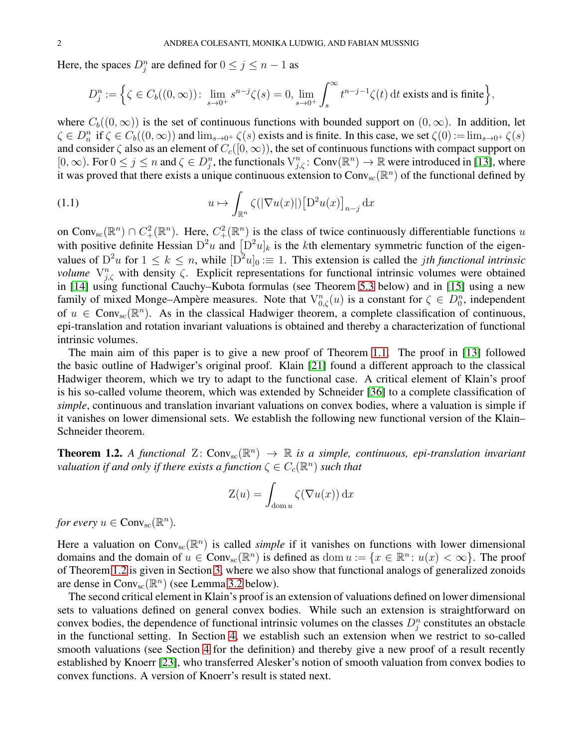Here, the spaces $D^n_j$ are defined for $0 \le j \le n-1$ as

$$D^n_j := \Big\{ \zeta \in C_b((0,\infty)) \colon \lim_{s\to 0^+} s^{n-j}\zeta(s) = 0, \lim_{s\to 0^+} \int_s^\infty t^{n-j-1}\zeta(t)\,\mathrm{d}t \text{ exists and is finite} \Big\},$$

where $C_b((0,\infty))$ is the set of continuous functions with bounded support on $(0,\infty)$. In addition, let $\zeta \in D^n_n$ if $\zeta \in C_b((0,\infty))$ and $\lim_{s\to 0^+}\zeta(s)$ exists and is finite. In this case, we set $\zeta(0) := \lim_{s\to 0^+}\zeta(s)$ and consider $\zeta$ also as an element of $C_c([0,\infty))$, the set of continuous functions with compact support on $[0,\infty)$. For $0 \le j \le n$ and $\zeta \in D^n_j$, the functionals $\mathrm{V}^n_{j,\zeta} \colon \mathrm{Conv}(\mathbb{R}^n) \to \mathbb{R}$ were introduced in [13], where it was proved that there exists a unique continuous extension to $\mathrm{Conv}_{\mathrm{sc}}(\mathbb{R}^n)$ of the functional defined by

$$u \mapsto \int_{\mathbb{R}^n} \zeta(|\nabla u(x)|)\big[\mathrm{D}^2 u(x)\big]_{n-j}\,\mathrm{d}x \tag{1.1}$$

on $\mathrm{Conv}_{\mathrm{sc}}(\mathbb{R}^n) \cap C^2_+(\mathbb{R}^n)$. Here, $C^2_+(\mathbb{R}^n)$ is the class of twice continuously differentiable functions $u$ with positive definite Hessian $\mathrm{D}^2 u$ and $\big[\mathrm{D}^2 u\big]_k$ is the $k$th elementary symmetric function of the eigenvalues of $\mathrm{D}^2 u$ for $1 \le k \le n$, while $[\mathrm{D}^2 u]_0 :\equiv 1$. This extension is called the *jth functional intrinsic volume* $\mathrm{V}^n_{j,\zeta}$ with density $\zeta$. Explicit representations for functional intrinsic volumes were obtained in [14] using functional Cauchy–Kubota formulas (see Theorem 5.3 below) and in [15] using a new family of mixed Monge–Ampère measures. Note that $\mathrm{V}^n_{0,\zeta}(u)$ is a constant for $\zeta \in D^n_0$, independent of $u \in \mathrm{Conv}_{\mathrm{sc}}(\mathbb{R}^n)$. As in the classical Hadwiger theorem, a complete classification of continuous, epi-translation and rotation invariant valuations is obtained and thereby a characterization of functional intrinsic volumes.

The main aim of this paper is to give a new proof of Theorem 1.1. The proof in [13] followed the basic outline of Hadwiger's original proof. Klain [21] found a different approach to the classical Hadwiger theorem, which we try to adapt to the functional case. A critical element of Klain's proof is his so-called volume theorem, which was extended by Schneider [36] to a complete classification of *simple*, continuous and translation invariant valuations on convex bodies, where a valuation is simple if it vanishes on lower dimensional sets. We establish the following new functional version of the Klain–Schneider theorem.

**Theorem 1.2.** *A functional* $\mathrm{Z} \colon \mathrm{Conv}_{\mathrm{sc}}(\mathbb{R}^n) \to \mathbb{R}$ *is a simple, continuous, epi-translation invariant valuation if and only if there exists a function* $\zeta \in C_c(\mathbb{R}^n)$ *such that*

$$\mathrm{Z}(u) = \int_{\mathrm{dom}\, u} \zeta(\nabla u(x))\,\mathrm{d}x$$

*for every* $u \in \mathrm{Conv}_{\mathrm{sc}}(\mathbb{R}^n)$.

Here a valuation on $\mathrm{Conv}_{\mathrm{sc}}(\mathbb{R}^n)$ is called *simple* if it vanishes on functions with lower dimensional domains and the domain of $u \in \mathrm{Conv}_{\mathrm{sc}}(\mathbb{R}^n)$ is defined as $\mathrm{dom}\, u := \{x \in \mathbb{R}^n \colon u(x) < \infty\}$. The proof of Theorem 1.2 is given in Section 3, where we also show that functional analogs of generalized zonoids are dense in $\mathrm{Conv}_{\mathrm{sc}}(\mathbb{R}^n)$ (see Lemma 3.2 below).

The second critical element in Klain's proof is an extension of valuations defined on lower dimensional sets to valuations defined on general convex bodies. While such an extension is straightforward on convex bodies, the dependence of functional intrinsic volumes on the classes $D^n_j$ constitutes an obstacle in the functional setting. In Section 4, we establish such an extension when we restrict to so-called smooth valuations (see Section 4 for the definition) and thereby give a new proof of a result recently established by Knoerr [23], who transferred Alesker's notion of smooth valuation from convex bodies to convex functions. A version of Knoerr's result is stated next.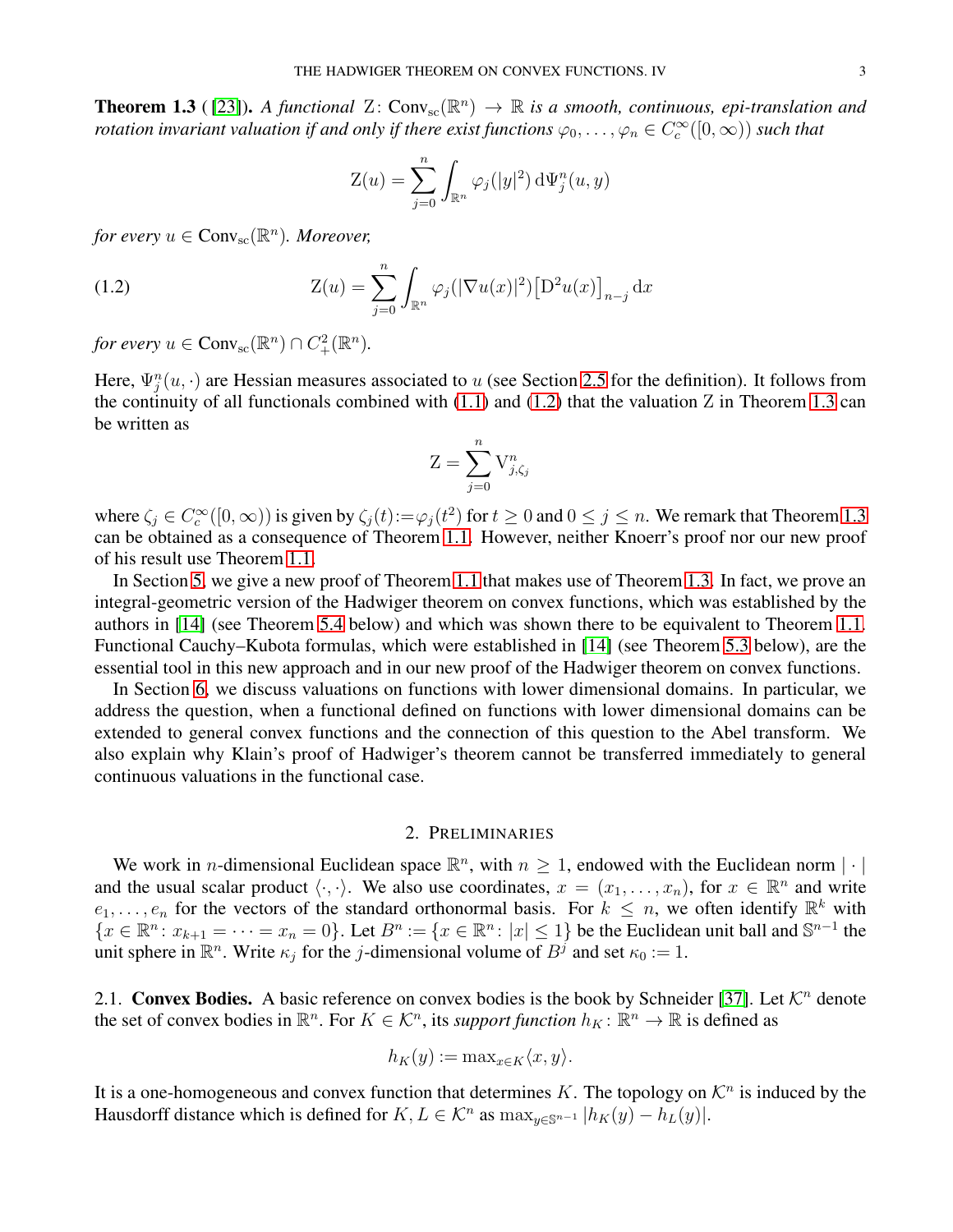**Theorem 1.3** ( [23]). *A functional* $\operatorname{Z}\colon \operatorname{Conv}_{\rm sc}(\mathbb{R}^n) \to \mathbb{R}$ *is a smooth, continuous, epi-translation and rotation invariant valuation if and only if there exist functions* $\varphi_0, \dots, \varphi_n \in C_c^\infty([0,\infty))$ *such that*

$$\operatorname{Z}(u) = \sum_{j=0}^n \int_{\mathbb{R}^n} \varphi_j(|y|^2) \,\mathrm{d}\Psi_j^n(u,y)$$

*for every* $u \in \operatorname{Conv}_{\rm sc}(\mathbb{R}^n)$. *Moreover,*

$$\operatorname{Z}(u) = \sum_{j=0}^n \int_{\mathbb{R}^n} \varphi_j(|\nabla u(x)|^2) \big[\mathrm{D}^2 u(x)\big]_{n-j} \,\mathrm{d}x \tag{1.2}$$

*for every* $u \in \operatorname{Conv}_{\rm sc}(\mathbb{R}^n) \cap C_+^2(\mathbb{R}^n)$.

Here, $\Psi_j^n(u,\cdot)$ are Hessian measures associated to $u$ (see Section 2.5 for the definition). It follows from the continuity of all functionals combined with (1.1) and (1.2) that the valuation $\operatorname{Z}$ in Theorem 1.3 can be written as

$$\operatorname{Z} = \sum_{j=0}^n \operatorname{V}_{j,\zeta_j}^n$$

where $\zeta_j \in C_c^\infty([0,\infty))$ is given by $\zeta_j(t) := \varphi_j(t^2)$ for $t \geq 0$ and $0 \leq j \leq n$. We remark that Theorem 1.3 can be obtained as a consequence of Theorem 1.1. However, neither Knoerr's proof nor our new proof of his result use Theorem 1.1.

In Section 5, we give a new proof of Theorem 1.1 that makes use of Theorem 1.3. In fact, we prove an integral-geometric version of the Hadwiger theorem on convex functions, which was established by the authors in [14] (see Theorem 5.4 below) and which was shown there to be equivalent to Theorem 1.1. Functional Cauchy–Kubota formulas, which were established in [14] (see Theorem 5.3 below), are the essential tool in this new approach and in our new proof of the Hadwiger theorem on convex functions.

In Section 6, we discuss valuations on functions with lower dimensional domains. In particular, we address the question, when a functional defined on functions with lower dimensional domains can be extended to general convex functions and the connection of this question to the Abel transform. We also explain why Klain's proof of Hadwiger's theorem cannot be transferred immediately to general continuous valuations in the functional case.

## 2. Preliminaries

We work in $n$-dimensional Euclidean space $\mathbb{R}^n$, with $n \geq 1$, endowed with the Euclidean norm $|\cdot|$ and the usual scalar product $\langle\cdot,\cdot\rangle$. We also use coordinates, $x = (x_1, \dots, x_n)$, for $x \in \mathbb{R}^n$ and write $e_1, \dots, e_n$ for the vectors of the standard orthonormal basis. For $k \leq n$, we often identify $\mathbb{R}^k$ with $\{x \in \mathbb{R}^n \colon x_{k+1} = \dots = x_n = 0\}$. Let $B^n := \{x \in \mathbb{R}^n \colon |x| \leq 1\}$ be the Euclidean unit ball and $\mathbb{S}^{n-1}$ the unit sphere in $\mathbb{R}^n$. Write $\kappa_j$ for the $j$-dimensional volume of $B^j$ and set $\kappa_0 := 1$.

### 2.1. Convex Bodies.

A basic reference on convex bodies is the book by Schneider [37]. Let $\mathcal{K}^n$ denote the set of convex bodies in $\mathbb{R}^n$. For $K \in \mathcal{K}^n$, its *support function* $h_K \colon \mathbb{R}^n \to \mathbb{R}$ is defined as

$$h_K(y) := \max\nolimits_{x \in K} \langle x, y\rangle.$$

It is a one-homogeneous and convex function that determines $K$. The topology on $\mathcal{K}^n$ is induced by the Hausdorff distance which is defined for $K, L \in \mathcal{K}^n$ as $\max_{y \in \mathbb{S}^{n-1}} |h_K(y) - h_L(y)|$.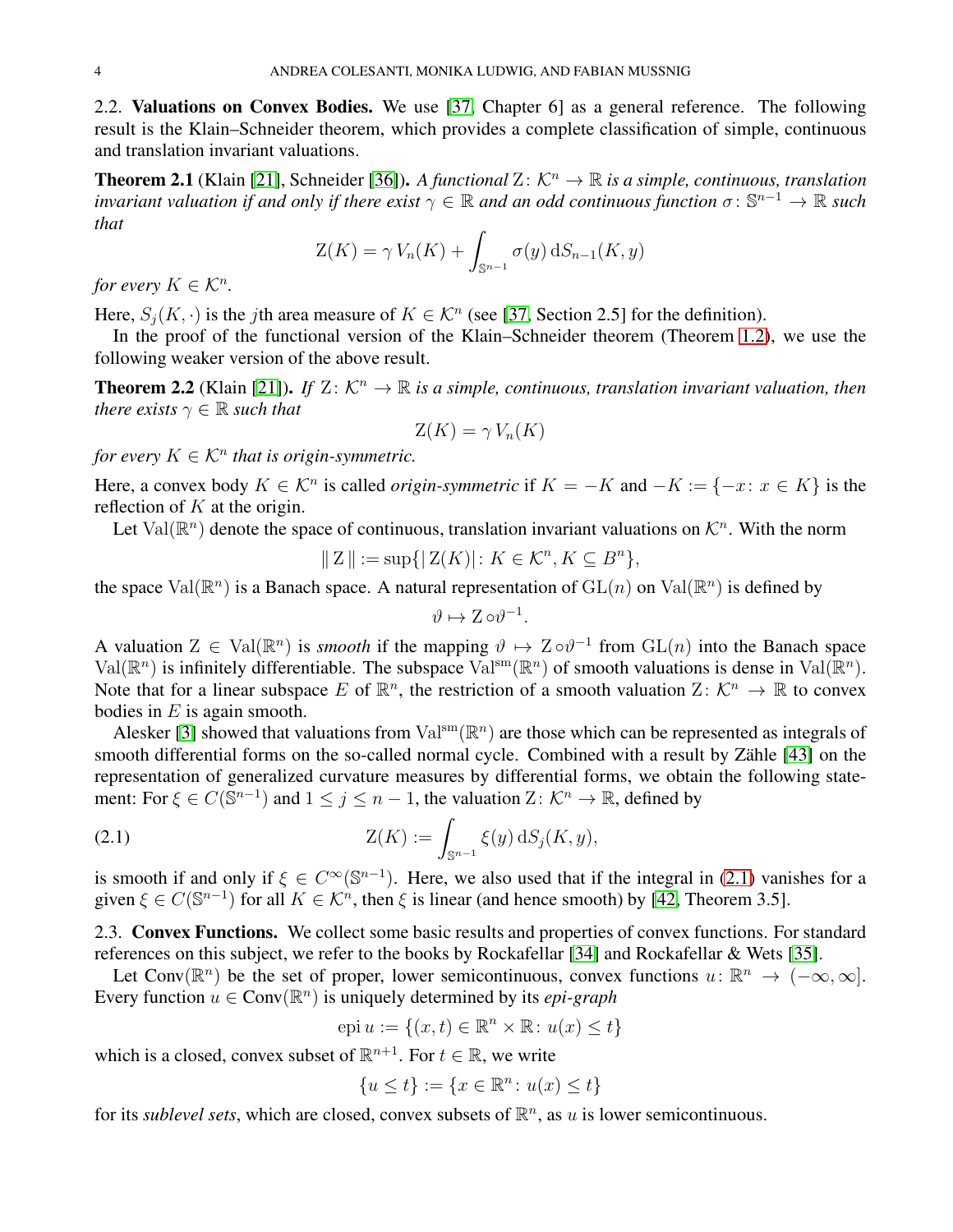### 2.2. **Valuations on Convex Bodies.**

We use [37, Chapter 6] as a general reference. The following result is the Klain–Schneider theorem, which provides a complete classification of simple, continuous and translation invariant valuations.

**Theorem 2.1** (Klain [21], Schneider [36]). *A functional* $\operatorname{Z}\colon \mathcal{K}^n \to \mathbb{R}$ *is a simple, continuous, translation invariant valuation if and only if there exist* $\gamma \in \mathbb{R}$ *and an odd continuous function* $\sigma\colon \mathbb{S}^{n-1} \to \mathbb{R}$ *such that*

$$\operatorname{Z}(K) = \gamma\, V_n(K) + \int_{\mathbb{S}^{n-1}} \sigma(y)\,\mathrm{d}S_{n-1}(K,y)$$

*for every* $K \in \mathcal{K}^n$.

Here, $S_j(K,\cdot)$ is the $j$th area measure of $K \in \mathcal{K}^n$ (see [37, Section 2.5] for the definition).

In the proof of the functional version of the Klain–Schneider theorem (Theorem 1.2), we use the following weaker version of the above result.

**Theorem 2.2** (Klain [21]). *If* $\operatorname{Z}\colon \mathcal{K}^n \to \mathbb{R}$ *is a simple, continuous, translation invariant valuation, then there exists* $\gamma \in \mathbb{R}$ *such that*

$$\operatorname{Z}(K) = \gamma\, V_n(K)$$

*for every* $K \in \mathcal{K}^n$ *that is origin-symmetric.*

Here, a convex body $K \in \mathcal{K}^n$ is called *origin-symmetric* if $K = -K$ and $-K := \{-x\colon x \in K\}$ is the reflection of $K$ at the origin.

Let $\operatorname{Val}(\mathbb{R}^n)$ denote the space of continuous, translation invariant valuations on $\mathcal{K}^n$. With the norm

$$\|\operatorname{Z}\| := \sup\{|\operatorname{Z}(K)|\colon K \in \mathcal{K}^n, K \subseteq B^n\},$$

the space $\operatorname{Val}(\mathbb{R}^n)$ is a Banach space. A natural representation of $\operatorname{GL}(n)$ on $\operatorname{Val}(\mathbb{R}^n)$ is defined by

$$\vartheta \mapsto \operatorname{Z} \circ \vartheta^{-1}.$$

A valuation $\operatorname{Z} \in \operatorname{Val}(\mathbb{R}^n)$ is *smooth* if the mapping $\vartheta \mapsto \operatorname{Z} \circ \vartheta^{-1}$ from $\operatorname{GL}(n)$ into the Banach space $\operatorname{Val}(\mathbb{R}^n)$ is infinitely differentiable. The subspace $\operatorname{Val}^{\mathrm{sm}}(\mathbb{R}^n)$ of smooth valuations is dense in $\operatorname{Val}(\mathbb{R}^n)$. Note that for a linear subspace $E$ of $\mathbb{R}^n$, the restriction of a smooth valuation $\operatorname{Z}\colon \mathcal{K}^n \to \mathbb{R}$ to convex bodies in $E$ is again smooth.

Alesker [3] showed that valuations from $\operatorname{Val}^{\mathrm{sm}}(\mathbb{R}^n)$ are those which can be represented as integrals of smooth differential forms on the so-called normal cycle. Combined with a result by Zähle [43] on the representation of generalized curvature measures by differential forms, we obtain the following statement: For $\xi \in C(\mathbb{S}^{n-1})$ and $1 \le j \le n-1$, the valuation $\operatorname{Z}\colon \mathcal{K}^n \to \mathbb{R}$, defined by

$$\operatorname{Z}(K) := \int_{\mathbb{S}^{n-1}} \xi(y)\,\mathrm{d}S_j(K,y), \tag{2.1}$$

is smooth if and only if $\xi \in C^\infty(\mathbb{S}^{n-1})$. Here, we also used that if the integral in (2.1) vanishes for a given $\xi \in C(\mathbb{S}^{n-1})$ for all $K \in \mathcal{K}^n$, then $\xi$ is linear (and hence smooth) by [42, Theorem 3.5].

### 2.3. **Convex Functions.**

We collect some basic results and properties of convex functions. For standard references on this subject, we refer to the books by Rockafellar [34] and Rockafellar & Wets [35].

Let $\operatorname{Conv}(\mathbb{R}^n)$ be the set of proper, lower semicontinuous, convex functions $u\colon \mathbb{R}^n \to (-\infty,\infty]$. Every function $u \in \operatorname{Conv}(\mathbb{R}^n)$ is uniquely determined by its *epi-graph*

$$\operatorname{epi} u := \{(x,t) \in \mathbb{R}^n \times \mathbb{R}\colon u(x) \le t\}$$

which is a closed, convex subset of $\mathbb{R}^{n+1}$. For $t \in \mathbb{R}$, we write

$$\{u \le t\} := \{x \in \mathbb{R}^n\colon u(x) \le t\}$$

for its *sublevel sets*, which are closed, convex subsets of $\mathbb{R}^n$, as $u$ is lower semicontinuous.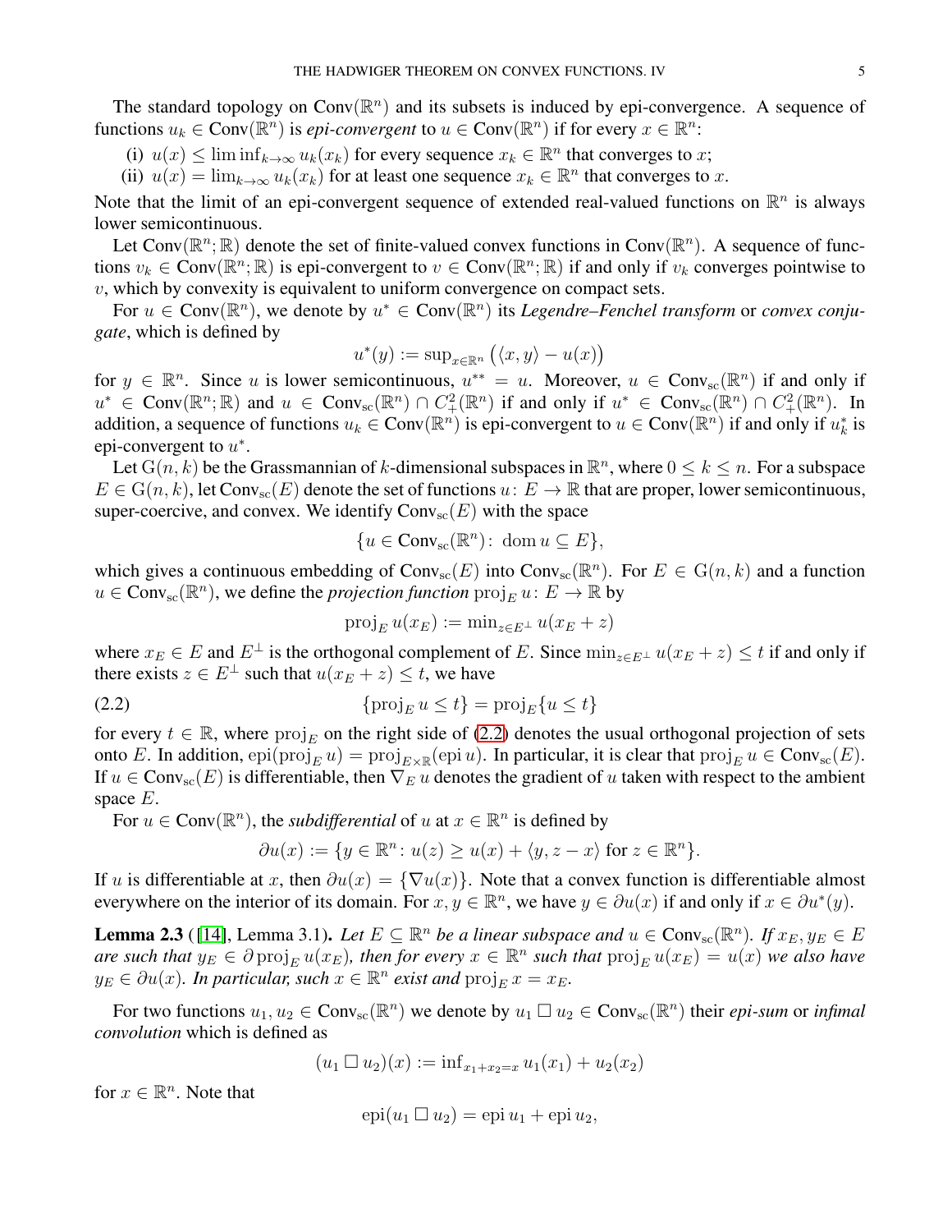The standard topology on $\operatorname{Conv}(\mathbb{R}^n)$ and its subsets is induced by epi-convergence. A sequence of functions $u_k \in \operatorname{Conv}(\mathbb{R}^n)$ is *epi-convergent* to $u \in \operatorname{Conv}(\mathbb{R}^n)$ if for every $x \in \mathbb{R}^n$:

(i) $u(x) \leq \liminf_{k\to\infty} u_k(x_k)$ for every sequence $x_k \in \mathbb{R}^n$ that converges to $x$;

(ii) $u(x) = \lim_{k\to\infty} u_k(x_k)$ for at least one sequence $x_k \in \mathbb{R}^n$ that converges to $x$.

Note that the limit of an epi-convergent sequence of extended real-valued functions on $\mathbb{R}^n$ is always lower semicontinuous.

Let $\operatorname{Conv}(\mathbb{R}^n;\mathbb{R})$ denote the set of finite-valued convex functions in $\operatorname{Conv}(\mathbb{R}^n)$. A sequence of functions $v_k \in \operatorname{Conv}(\mathbb{R}^n;\mathbb{R})$ is epi-convergent to $v \in \operatorname{Conv}(\mathbb{R}^n;\mathbb{R})$ if and only if $v_k$ converges pointwise to $v$, which by convexity is equivalent to uniform convergence on compact sets.

For $u \in \operatorname{Conv}(\mathbb{R}^n)$, we denote by $u^* \in \operatorname{Conv}(\mathbb{R}^n)$ its *Legendre–Fenchel transform* or *convex conjugate*, which is defined by

$$u^*(y) := \sup\nolimits_{x\in\mathbb{R}^n} \big(\langle x, y\rangle - u(x)\big)$$

for $y \in \mathbb{R}^n$. Since $u$ is lower semicontinuous, $u^{**} = u$. Moreover, $u \in \operatorname{Conv_{sc}}(\mathbb{R}^n)$ if and only if $u^* \in \operatorname{Conv}(\mathbb{R}^n;\mathbb{R})$ and $u \in \operatorname{Conv_{sc}}(\mathbb{R}^n) \cap C^2_+(\mathbb{R}^n)$ if and only if $u^* \in \operatorname{Conv_{sc}}(\mathbb{R}^n) \cap C^2_+(\mathbb{R}^n)$. In addition, a sequence of functions $u_k \in \operatorname{Conv}(\mathbb{R}^n)$ is epi-convergent to $u \in \operatorname{Conv}(\mathbb{R}^n)$ if and only if $u_k^*$ is epi-convergent to $u^*$.

Let $\operatorname{G}(n,k)$ be the Grassmannian of $k$-dimensional subspaces in $\mathbb{R}^n$, where $0 \leq k \leq n$. For a subspace $E \in \operatorname{G}(n,k)$, let $\operatorname{Conv_{sc}}(E)$ denote the set of functions $u\colon E \to \mathbb{R}$ that are proper, lower semicontinuous, super-coercive, and convex. We identify $\operatorname{Conv_{sc}}(E)$ with the space

$$\{u \in \operatorname{Conv_{sc}}(\mathbb{R}^n)\colon\ \operatorname{dom} u \subseteq E\},$$

which gives a continuous embedding of $\operatorname{Conv_{sc}}(E)$ into $\operatorname{Conv_{sc}}(\mathbb{R}^n)$. For $E \in \operatorname{G}(n,k)$ and a function $u \in \operatorname{Conv_{sc}}(\mathbb{R}^n)$, we define the *projection function* $\operatorname{proj}_E u\colon E \to \mathbb{R}$ by

$$\operatorname{proj}_E u(x_E) := \min\nolimits_{z\in E^\perp} u(x_E + z)$$

where $x_E \in E$ and $E^\perp$ is the orthogonal complement of $E$. Since $\min_{z\in E^\perp} u(x_E + z) \leq t$ if and only if there exists $z \in E^\perp$ such that $u(x_E + z) \leq t$, we have

$$\{\operatorname{proj}_E u \leq t\} = \operatorname{proj}_E\{u \leq t\} \tag{2.2}$$

for every $t \in \mathbb{R}$, where $\operatorname{proj}_E$ on the right side of (2.2) denotes the usual orthogonal projection of sets onto $E$. In addition, $\operatorname{epi}(\operatorname{proj}_E u) = \operatorname{proj}_{E\times\mathbb{R}}(\operatorname{epi} u)$. In particular, it is clear that $\operatorname{proj}_E u \in \operatorname{Conv_{sc}}(E)$. If $u \in \operatorname{Conv_{sc}}(E)$ is differentiable, then $\nabla_E u$ denotes the gradient of $u$ taken with respect to the ambient space $E$.

For $u \in \operatorname{Conv}(\mathbb{R}^n)$, the *subdifferential* of $u$ at $x \in \mathbb{R}^n$ is defined by

$$\partial u(x) := \{y \in \mathbb{R}^n\colon u(z) \geq u(x) + \langle y, z - x\rangle \text{ for } z \in \mathbb{R}^n\}.$$

If $u$ is differentiable at $x$, then $\partial u(x) = \{\nabla u(x)\}$. Note that a convex function is differentiable almost everywhere on the interior of its domain. For $x, y \in \mathbb{R}^n$, we have $y \in \partial u(x)$ if and only if $x \in \partial u^*(y)$.

**Lemma 2.3** ([14], Lemma 3.1)**.** *Let $E \subseteq \mathbb{R}^n$ be a linear subspace and $u \in \operatorname{Conv_{sc}}(\mathbb{R}^n)$. If $x_E, y_E \in E$ are such that $y_E \in \partial \operatorname{proj}_E u(x_E)$, then for every $x \in \mathbb{R}^n$ such that $\operatorname{proj}_E u(x_E) = u(x)$ we also have $y_E \in \partial u(x)$. In particular, such $x \in \mathbb{R}^n$ exist and $\operatorname{proj}_E x = x_E$.*

For two functions $u_1, u_2 \in \operatorname{Conv_{sc}}(\mathbb{R}^n)$ we denote by $u_1 \mathbin{\square} u_2 \in \operatorname{Conv_{sc}}(\mathbb{R}^n)$ their *epi-sum* or *infimal convolution* which is defined as

$$(u_1 \mathbin{\square} u_2)(x) := \inf\nolimits_{x_1+x_2=x} u_1(x_1) + u_2(x_2)$$

for $x \in \mathbb{R}^n$. Note that

$$\operatorname{epi}(u_1 \mathbin{\square} u_2) = \operatorname{epi} u_1 + \operatorname{epi} u_2,$$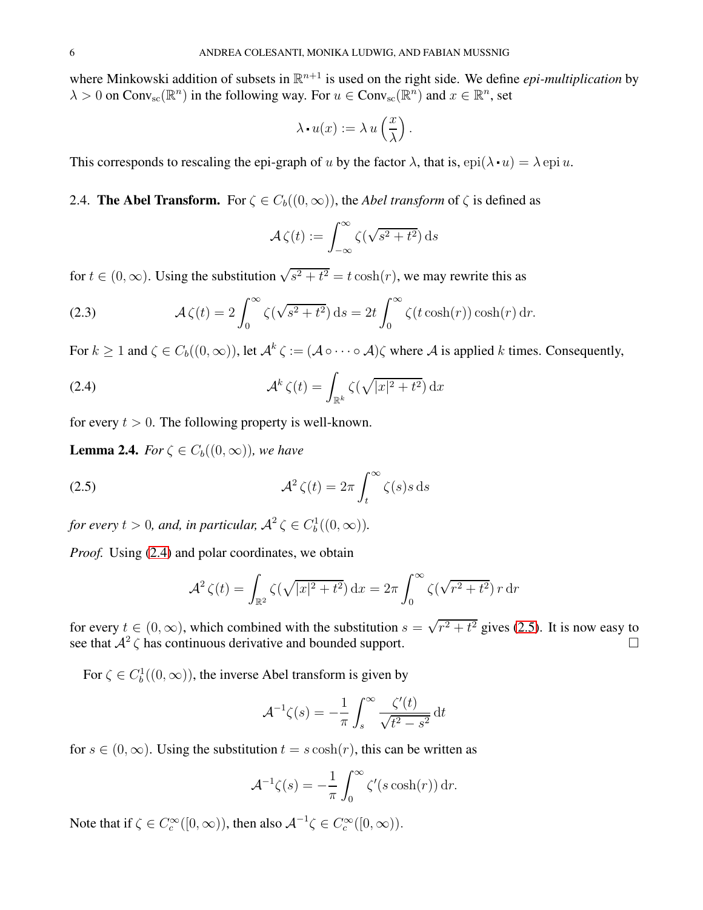where Minkowski addition of subsets in $\mathbb{R}^{n+1}$ is used on the right side. We define *epi-multiplication* by $\lambda > 0$ on $\operatorname{Conv}_{\mathrm{sc}}(\mathbb{R}^n)$ in the following way. For $u \in \operatorname{Conv}_{\mathrm{sc}}(\mathbb{R}^n)$ and $x \in \mathbb{R}^n$, set

$$\lambda \cdot u(x) := \lambda\, u\left(\frac{x}{\lambda}\right).$$

This corresponds to rescaling the epi-graph of $u$ by the factor $\lambda$, that is, $\operatorname{epi}(\lambda \cdot u) = \lambda \operatorname{epi} u$.

### 2.4. The Abel Transform.

For $\zeta \in C_b((0,\infty))$, the *Abel transform* of $\zeta$ is defined as

$$\mathcal{A}\,\zeta(t) := \int_{-\infty}^{\infty} \zeta(\sqrt{s^2+t^2})\,\mathrm{d}s$$

for $t \in (0,\infty)$. Using the substitution $\sqrt{s^2+t^2} = t\cosh(r)$, we may rewrite this as

$$\mathcal{A}\,\zeta(t) = 2\int_0^{\infty} \zeta(\sqrt{s^2+t^2})\,\mathrm{d}s = 2t\int_0^{\infty} \zeta(t\cosh(r))\cosh(r)\,\mathrm{d}r. \tag{2.3}$$

For $k \geq 1$ and $\zeta \in C_b((0,\infty))$, let $\mathcal{A}^k\,\zeta := (\mathcal{A}\circ\cdots\circ\mathcal{A})\zeta$ where $\mathcal{A}$ is applied $k$ times. Consequently,

$$\mathcal{A}^k\,\zeta(t) = \int_{\mathbb{R}^k} \zeta(\sqrt{|x|^2+t^2})\,\mathrm{d}x \tag{2.4}$$

for every $t > 0$. The following property is well-known.

**Lemma 2.4.** *For $\zeta \in C_b((0,\infty))$, we have*

$$\mathcal{A}^2\,\zeta(t) = 2\pi\int_t^{\infty} \zeta(s)s\,\mathrm{d}s \tag{2.5}$$

*for every $t > 0$, and, in particular, $\mathcal{A}^2\,\zeta \in C_b^1((0,\infty))$.*

*Proof.* Using (2.4) and polar coordinates, we obtain

$$\mathcal{A}^2\,\zeta(t) = \int_{\mathbb{R}^2} \zeta(\sqrt{|x|^2+t^2})\,\mathrm{d}x = 2\pi\int_0^{\infty} \zeta(\sqrt{r^2+t^2})\,r\,\mathrm{d}r$$

for every $t \in (0,\infty)$, which combined with the substitution $s = \sqrt{r^2+t^2}$ gives (2.5). It is now easy to see that $\mathcal{A}^2\,\zeta$ has continuous derivative and bounded support. $\square$

For $\zeta \in C_b^1((0,\infty))$, the inverse Abel transform is given by

$$\mathcal{A}^{-1}\zeta(s) = -\frac{1}{\pi}\int_s^{\infty} \frac{\zeta'(t)}{\sqrt{t^2-s^2}}\,\mathrm{d}t$$

for $s \in (0,\infty)$. Using the substitution $t = s\cosh(r)$, this can be written as

$$\mathcal{A}^{-1}\zeta(s) = -\frac{1}{\pi}\int_0^{\infty} \zeta'(s\cosh(r))\,\mathrm{d}r.$$

Note that if $\zeta \in C_c^{\infty}([0,\infty))$, then also $\mathcal{A}^{-1}\zeta \in C_c^{\infty}([0,\infty))$.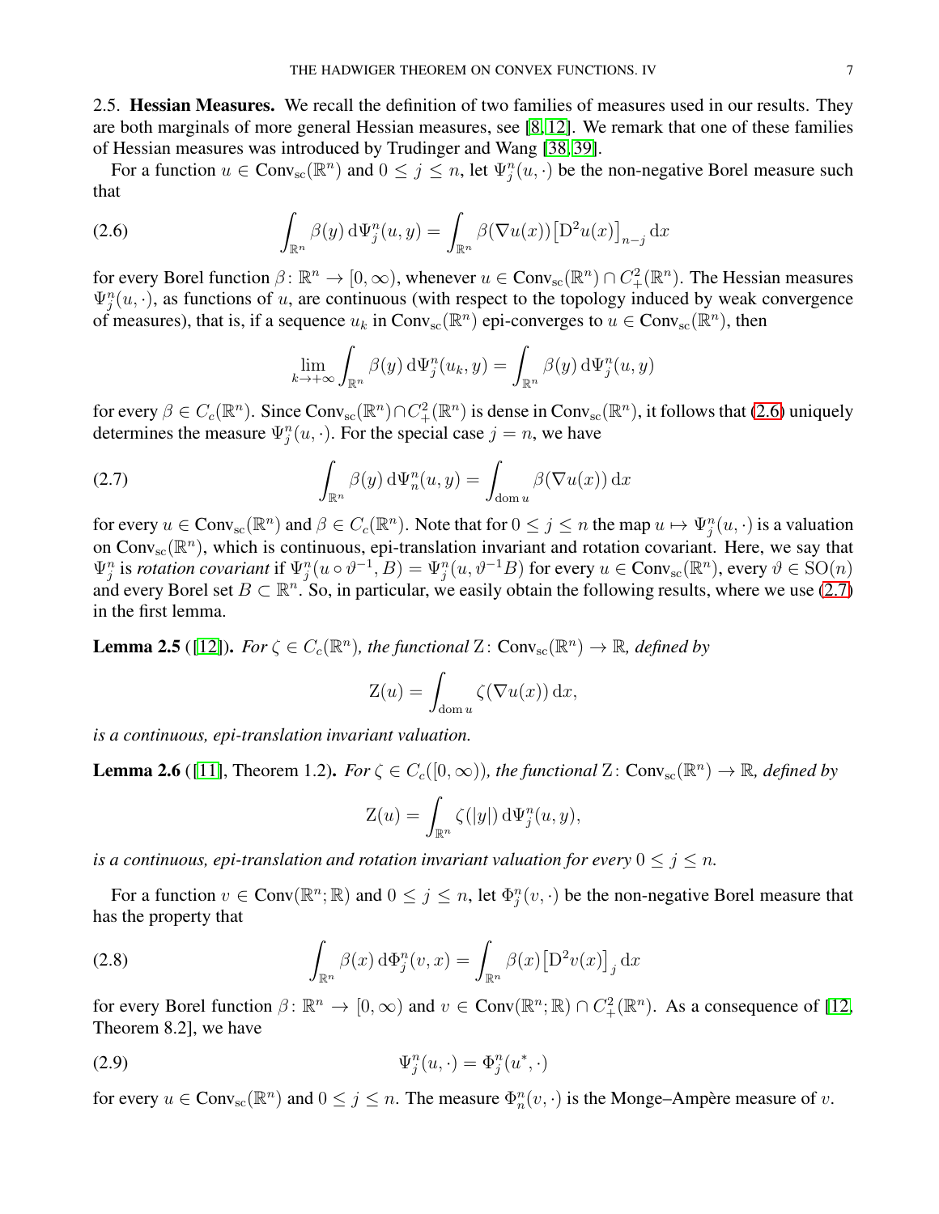## 2.5. Hessian Measures.

We recall the definition of two families of measures used in our results. They are both marginals of more general Hessian measures, see [8, 12]. We remark that one of these families of Hessian measures was introduced by Trudinger and Wang [38, 39].

For a function $u \in \mathrm{Conv_{sc}}(\mathbb{R}^n)$ and $0 \le j \le n$, let $\Psi_j^n(u, \cdot)$ be the non-negative Borel measure such that

$$\int_{\mathbb{R}^n} \beta(y) \,\mathrm{d}\Psi_j^n(u, y) = \int_{\mathbb{R}^n} \beta(\nabla u(x)) \big[\mathrm{D}^2 u(x)\big]_{n-j} \,\mathrm{d}x \tag{2.6}$$

for every Borel function $\beta\colon \mathbb{R}^n \to [0, \infty)$, whenever $u \in \mathrm{Conv_{sc}}(\mathbb{R}^n) \cap C_+^2(\mathbb{R}^n)$. The Hessian measures $\Psi_j^n(u, \cdot)$, as functions of $u$, are continuous (with respect to the topology induced by weak convergence of measures), that is, if a sequence $u_k$ in $\mathrm{Conv_{sc}}(\mathbb{R}^n)$ epi-converges to $u \in \mathrm{Conv_{sc}}(\mathbb{R}^n)$, then

$$\lim_{k \to +\infty} \int_{\mathbb{R}^n} \beta(y) \,\mathrm{d}\Psi_j^n(u_k, y) = \int_{\mathbb{R}^n} \beta(y) \,\mathrm{d}\Psi_j^n(u, y)$$

for every $\beta \in C_c(\mathbb{R}^n)$. Since $\mathrm{Conv_{sc}}(\mathbb{R}^n) \cap C_+^2(\mathbb{R}^n)$ is dense in $\mathrm{Conv_{sc}}(\mathbb{R}^n)$, it follows that (2.6) uniquely determines the measure $\Psi_j^n(u, \cdot)$. For the special case $j = n$, we have

$$\int_{\mathbb{R}^n} \beta(y) \,\mathrm{d}\Psi_n^n(u, y) = \int_{\mathrm{dom}\, u} \beta(\nabla u(x)) \,\mathrm{d}x \tag{2.7}$$

for every $u \in \mathrm{Conv_{sc}}(\mathbb{R}^n)$ and $\beta \in C_c(\mathbb{R}^n)$. Note that for $0 \le j \le n$ the map $u \mapsto \Psi_j^n(u, \cdot)$ is a valuation on $\mathrm{Conv_{sc}}(\mathbb{R}^n)$, which is continuous, epi-translation invariant and rotation covariant. Here, we say that $\Psi_j^n$ is *rotation covariant* if $\Psi_j^n(u \circ \vartheta^{-1}, B) = \Psi_j^n(u, \vartheta^{-1}B)$ for every $u \in \mathrm{Conv_{sc}}(\mathbb{R}^n)$, every $\vartheta \in \mathrm{SO}(n)$ and every Borel set $B \subset \mathbb{R}^n$. So, in particular, we easily obtain the following results, where we use (2.7) in the first lemma.

**Lemma 2.5** ([12]). *For $\zeta \in C_c(\mathbb{R}^n)$, the functional $\mathrm{Z}\colon \mathrm{Conv_{sc}}(\mathbb{R}^n) \to \mathbb{R}$, defined by*

$$\mathrm{Z}(u) = \int_{\mathrm{dom}\, u} \zeta(\nabla u(x)) \,\mathrm{d}x,$$

*is a continuous, epi-translation invariant valuation.*

**Lemma 2.6** ([11], Theorem 1.2). *For $\zeta \in C_c([0, \infty))$, the functional $\mathrm{Z}\colon \mathrm{Conv_{sc}}(\mathbb{R}^n) \to \mathbb{R}$, defined by*

$$\mathrm{Z}(u) = \int_{\mathbb{R}^n} \zeta(|y|) \,\mathrm{d}\Psi_j^n(u, y),$$

*is a continuous, epi-translation and rotation invariant valuation for every $0 \le j \le n$.*

For a function $v \in \mathrm{Conv}(\mathbb{R}^n; \mathbb{R})$ and $0 \le j \le n$, let $\Phi_j^n(v, \cdot)$ be the non-negative Borel measure that has the property that

$$\int_{\mathbb{R}^n} \beta(x) \,\mathrm{d}\Phi_j^n(v, x) = \int_{\mathbb{R}^n} \beta(x) \big[\mathrm{D}^2 v(x)\big]_j \,\mathrm{d}x \tag{2.8}$$

for every Borel function $\beta\colon \mathbb{R}^n \to [0, \infty)$ and $v \in \mathrm{Conv}(\mathbb{R}^n; \mathbb{R}) \cap C_+^2(\mathbb{R}^n)$. As a consequence of [12, Theorem 8.2], we have

$$\Psi_j^n(u, \cdot) = \Phi_j^n(u^*, \cdot) \tag{2.9}$$

for every $u \in \mathrm{Conv_{sc}}(\mathbb{R}^n)$ and $0 \le j \le n$. The measure $\Phi_n^n(v, \cdot)$ is the Monge–Ampère measure of $v$.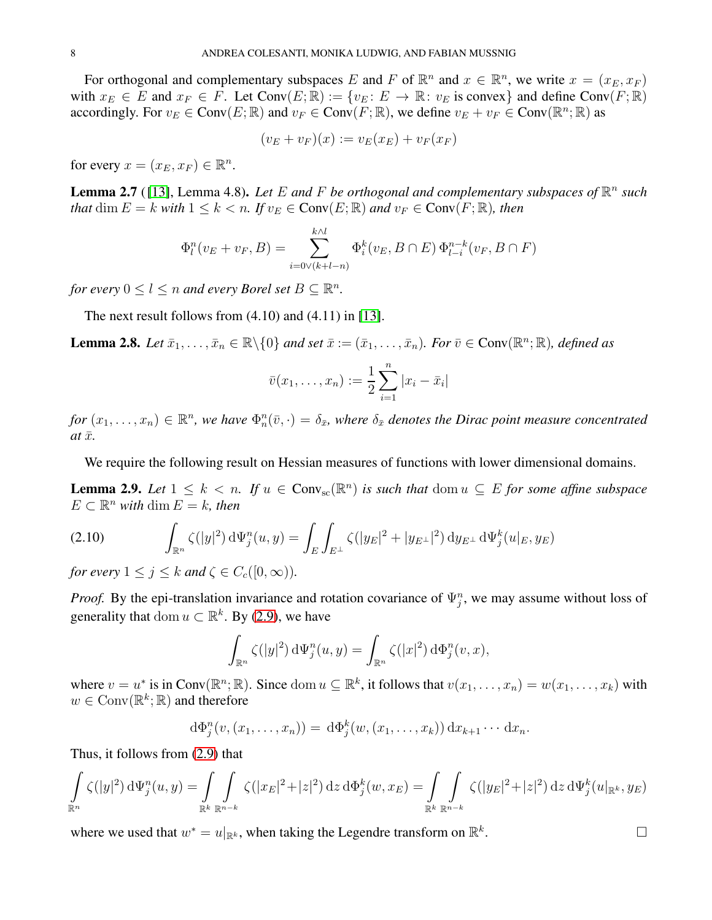For orthogonal and complementary subspaces $E$ and $F$ of $\mathbb{R}^n$ and $x \in \mathbb{R}^n$, we write $x = (x_E, x_F)$ with $x_E \in E$ and $x_F \in F$. Let $\operatorname{Conv}(E;\mathbb{R}) := \{v_E \colon E \to \mathbb{R} \colon v_E \text{ is convex}\}$ and define $\operatorname{Conv}(F;\mathbb{R})$ accordingly. For $v_E \in \operatorname{Conv}(E;\mathbb{R})$ and $v_F \in \operatorname{Conv}(F;\mathbb{R})$, we define $v_E + v_F \in \operatorname{Conv}(\mathbb{R}^n;\mathbb{R})$ as

$$(v_E + v_F)(x) := v_E(x_E) + v_F(x_F)$$

for every $x = (x_E, x_F) \in \mathbb{R}^n$.

**Lemma 2.7** ([13], Lemma 4.8)**.** *Let $E$ and $F$ be orthogonal and complementary subspaces of $\mathbb{R}^n$ such that $\dim E = k$ with $1 \le k < n$. If $v_E \in \operatorname{Conv}(E;\mathbb{R})$ and $v_F \in \operatorname{Conv}(F;\mathbb{R})$, then*

$$\Phi_l^n(v_E + v_F, B) = \sum_{i=0\vee(k+l-n)}^{k\wedge l} \Phi_i^k(v_E, B\cap E)\, \Phi_{l-i}^{n-k}(v_F, B\cap F)$$

*for every $0 \le l \le n$ and every Borel set $B \subseteq \mathbb{R}^n$.*

The next result follows from (4.10) and (4.11) in [13].

**Lemma 2.8.** *Let $\bar{x}_1, \ldots, \bar{x}_n \in \mathbb{R}\backslash\{0\}$ and set $\bar{x} := (\bar{x}_1, \ldots, \bar{x}_n)$. For $\bar{v} \in \operatorname{Conv}(\mathbb{R}^n;\mathbb{R})$, defined as*

$$\bar{v}(x_1, \ldots, x_n) := \frac{1}{2}\sum_{i=1}^n |x_i - \bar{x}_i|$$

*for $(x_1, \ldots, x_n) \in \mathbb{R}^n$, we have $\Phi_n^n(\bar{v}, \cdot) = \delta_{\bar{x}}$, where $\delta_{\bar{x}}$ denotes the Dirac point measure concentrated at $\bar{x}$.*

We require the following result on Hessian measures of functions with lower dimensional domains.

**Lemma 2.9.** *Let $1 \le k < n$. If $u \in \operatorname{Conv}_{\mathrm{sc}}(\mathbb{R}^n)$ is such that $\operatorname{dom} u \subseteq E$ for some affine subspace $E \subset \mathbb{R}^n$ with $\dim E = k$, then*

$$\int_{\mathbb{R}^n} \zeta(|y|^2)\,\mathrm{d}\Psi_j^n(u,y) = \int_E \int_{E^\perp} \zeta(|y_E|^2 + |y_{E^\perp}|^2)\,\mathrm{d}y_{E^\perp}\,\mathrm{d}\Psi_j^k(u|_E, y_E) \tag{2.10}$$

*for every $1 \le j \le k$ and $\zeta \in C_c([0,\infty))$.*

*Proof.* By the epi-translation invariance and rotation covariance of $\Psi_j^n$, we may assume without loss of generality that $\operatorname{dom} u \subset \mathbb{R}^k$. By (2.9), we have

$$\int_{\mathbb{R}^n} \zeta(|y|^2)\,\mathrm{d}\Psi_j^n(u,y) = \int_{\mathbb{R}^n} \zeta(|x|^2)\,\mathrm{d}\Phi_j^n(v,x),$$

where $v = u^*$ is in $\operatorname{Conv}(\mathbb{R}^n;\mathbb{R})$. Since $\operatorname{dom} u \subseteq \mathbb{R}^k$, it follows that $v(x_1, \ldots, x_n) = w(x_1, \ldots, x_k)$ with $w \in \operatorname{Conv}(\mathbb{R}^k;\mathbb{R})$ and therefore

$$\mathrm{d}\Phi_j^n(v, (x_1, \ldots, x_n)) = \mathrm{d}\Phi_j^k(w, (x_1, \ldots, x_k))\,\mathrm{d}x_{k+1}\cdots\mathrm{d}x_n.$$

Thus, it follows from (2.9) that

$$\int_{\mathbb{R}^n} \zeta(|y|^2)\,\mathrm{d}\Psi_j^n(u,y) = \int_{\mathbb{R}^k}\int_{\mathbb{R}^{n-k}} \zeta(|x_E|^2 + |z|^2)\,\mathrm{d}z\,\mathrm{d}\Phi_j^k(w, x_E) = \int_{\mathbb{R}^k}\int_{\mathbb{R}^{n-k}} \zeta(|y_E|^2 + |z|^2)\,\mathrm{d}z\,\mathrm{d}\Psi_j^k(u|_{\mathbb{R}^k}, y_E)$$

where we used that $w^* = u|_{\mathbb{R}^k}$, when taking the Legendre transform on $\mathbb{R}^k$. $\square$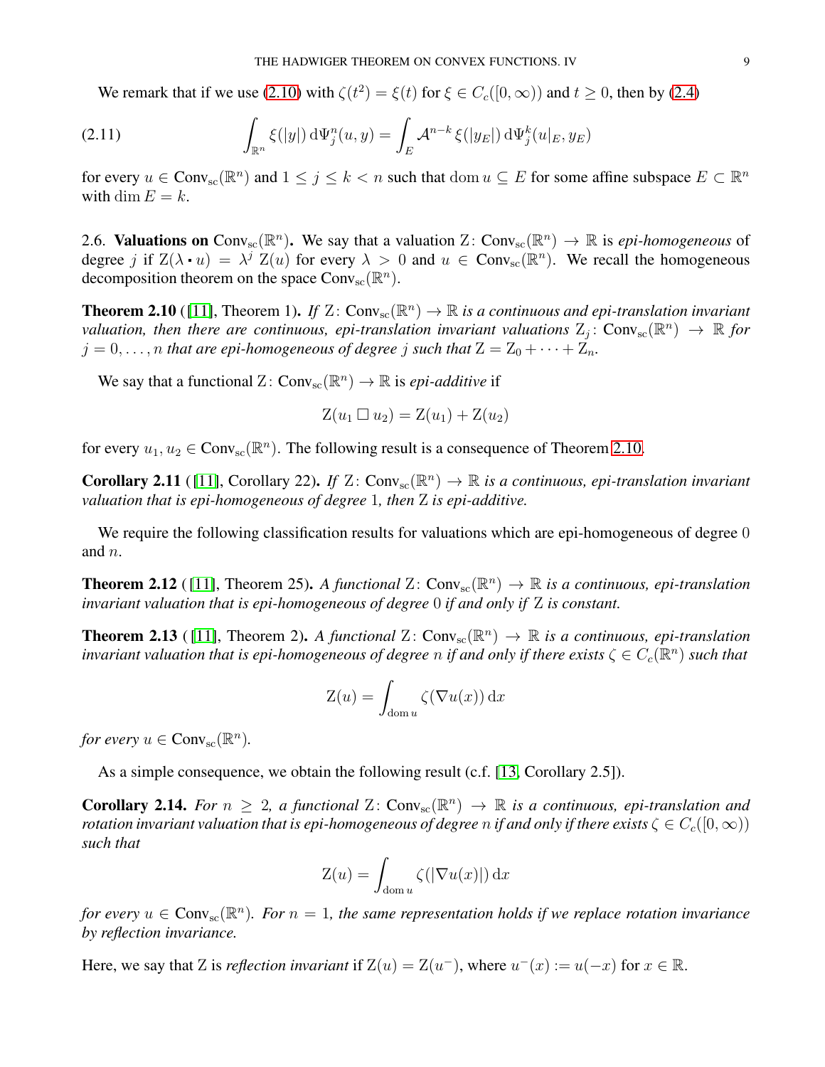We remark that if we use (2.10) with $\zeta(t^2) = \xi(t)$ for $\xi \in C_c([0,\infty))$ and $t \geq 0$, then by (2.4)

$$\int_{\mathbb{R}^n} \xi(|y|) \,\mathrm{d}\Psi_j^n(u,y) = \int_E \mathcal{A}^{n-k}\, \xi(|y_E|) \,\mathrm{d}\Psi_j^k(u|_E, y_E) \tag{2.11}$$

for every $u \in \mathrm{Conv}_{\mathrm{sc}}(\mathbb{R}^n)$ and $1 \leq j \leq k < n$ such that $\operatorname{dom} u \subseteq E$ for some affine subspace $E \subset \mathbb{R}^n$ with $\dim E = k$.

2.6. **Valuations on** $\mathrm{Conv}_{\mathrm{sc}}(\mathbb{R}^n)$**.** We say that a valuation $\mathrm{Z}\colon \mathrm{Conv}_{\mathrm{sc}}(\mathbb{R}^n) \to \mathbb{R}$ is *epi-homogeneous* of degree $j$ if $\mathrm{Z}(\lambda \cdot u) = \lambda^j\, \mathrm{Z}(u)$ for every $\lambda > 0$ and $u \in \mathrm{Conv}_{\mathrm{sc}}(\mathbb{R}^n)$. We recall the homogeneous decomposition theorem on the space $\mathrm{Conv}_{\mathrm{sc}}(\mathbb{R}^n)$.

**Theorem 2.10** ([11], Theorem 1)**.** *If $\mathrm{Z}\colon \mathrm{Conv}_{\mathrm{sc}}(\mathbb{R}^n) \to \mathbb{R}$ is a continuous and epi-translation invariant valuation, then there are continuous, epi-translation invariant valuations $\mathrm{Z}_j\colon \mathrm{Conv}_{\mathrm{sc}}(\mathbb{R}^n) \to \mathbb{R}$ for $j = 0, \dots, n$ that are epi-homogeneous of degree $j$ such that $\mathrm{Z} = \mathrm{Z}_0 + \dots + \mathrm{Z}_n$.*

We say that a functional $\mathrm{Z}\colon \mathrm{Conv}_{\mathrm{sc}}(\mathbb{R}^n) \to \mathbb{R}$ is *epi-additive* if

$$\mathrm{Z}(u_1 \,\square\, u_2) = \mathrm{Z}(u_1) + \mathrm{Z}(u_2)$$

for every $u_1, u_2 \in \mathrm{Conv}_{\mathrm{sc}}(\mathbb{R}^n)$. The following result is a consequence of Theorem 2.10.

**Corollary 2.11** ([11], Corollary 22)**.** *If $\mathrm{Z}\colon \mathrm{Conv}_{\mathrm{sc}}(\mathbb{R}^n) \to \mathbb{R}$ is a continuous, epi-translation invariant valuation that is epi-homogeneous of degree $1$, then $\mathrm{Z}$ is epi-additive.*

We require the following classification results for valuations which are epi-homogeneous of degree $0$ and $n$.

**Theorem 2.12** ([11], Theorem 25)**.** *A functional $\mathrm{Z}\colon \mathrm{Conv}_{\mathrm{sc}}(\mathbb{R}^n) \to \mathbb{R}$ is a continuous, epi-translation invariant valuation that is epi-homogeneous of degree $0$ if and only if $\mathrm{Z}$ is constant.*

**Theorem 2.13** ([11], Theorem 2)**.** *A functional $\mathrm{Z}\colon \mathrm{Conv}_{\mathrm{sc}}(\mathbb{R}^n) \to \mathbb{R}$ is a continuous, epi-translation invariant valuation that is epi-homogeneous of degree $n$ if and only if there exists $\zeta \in C_c(\mathbb{R}^n)$ such that*

$$\mathrm{Z}(u) = \int_{\operatorname{dom} u} \zeta(\nabla u(x)) \,\mathrm{d}x$$

*for every $u \in \mathrm{Conv}_{\mathrm{sc}}(\mathbb{R}^n)$.*

As a simple consequence, we obtain the following result (c.f. [13, Corollary 2.5]).

**Corollary 2.14.** *For $n \geq 2$, a functional $\mathrm{Z}\colon \mathrm{Conv}_{\mathrm{sc}}(\mathbb{R}^n) \to \mathbb{R}$ is a continuous, epi-translation and rotation invariant valuation that is epi-homogeneous of degree $n$ if and only if there exists $\zeta \in C_c([0,\infty))$ such that*

$$\mathrm{Z}(u) = \int_{\operatorname{dom} u} \zeta(|\nabla u(x)|) \,\mathrm{d}x$$

*for every $u \in \mathrm{Conv}_{\mathrm{sc}}(\mathbb{R}^n)$. For $n = 1$, the same representation holds if we replace rotation invariance by reflection invariance.*

Here, we say that $\mathrm{Z}$ is *reflection invariant* if $\mathrm{Z}(u) = \mathrm{Z}(u^-)$, where $u^-(x) := u(-x)$ for $x \in \mathbb{R}$.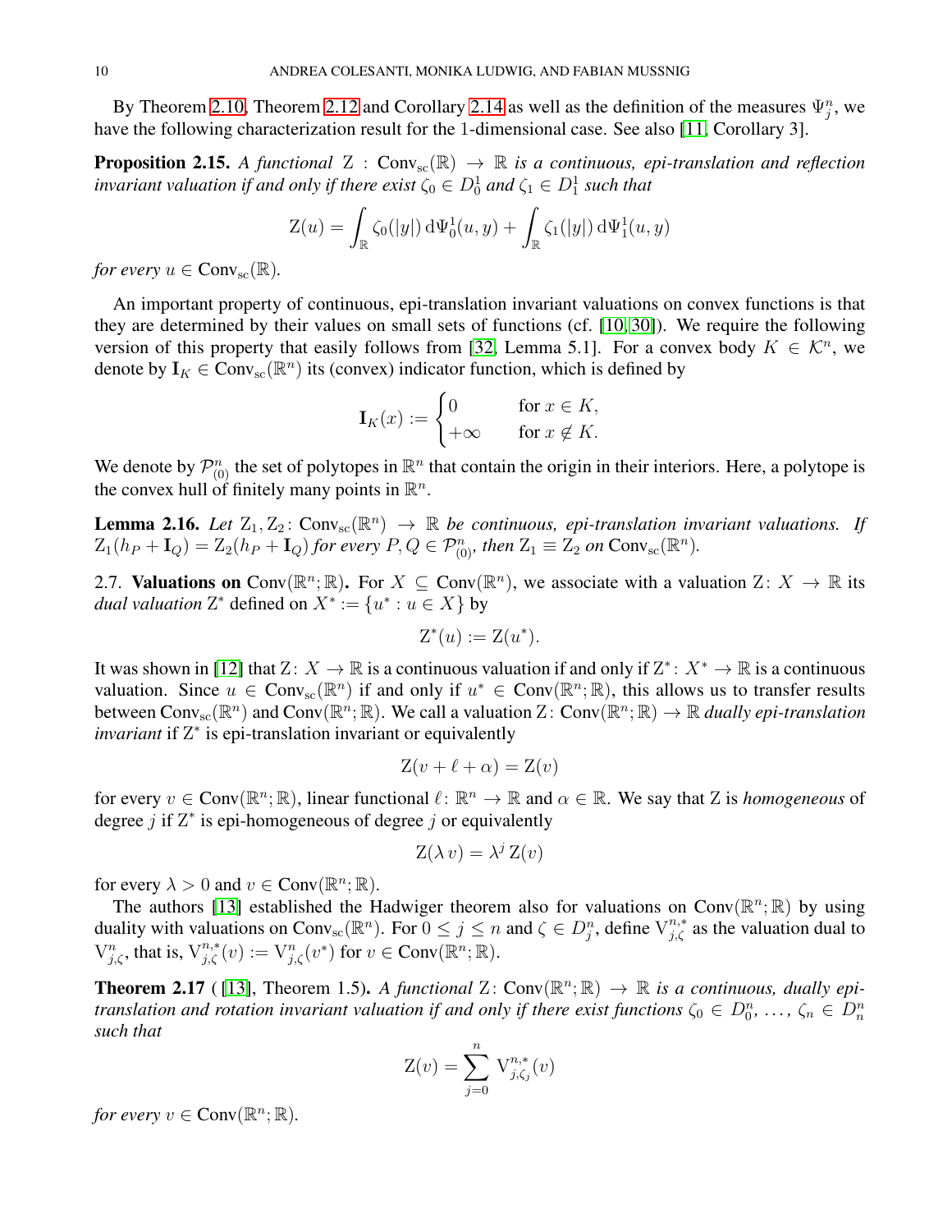By Theorem 2.10, Theorem 2.12 and Corollary 2.14 as well as the definition of the measures $\Psi_j^n$, we have the following characterization result for the 1-dimensional case. See also [11, Corollary 3].

**Proposition 2.15.** *A functional* $\operatorname{Z} : \operatorname{Conv}_{\mathrm{sc}}(\mathbb{R}) \to \mathbb{R}$ *is a continuous, epi-translation and reflection invariant valuation if and only if there exist* $\zeta_0 \in D_0^1$ *and* $\zeta_1 \in D_1^1$ *such that*

$$\operatorname{Z}(u) = \int_{\mathbb{R}} \zeta_0(|y|) \,\mathrm{d}\Psi_0^1(u, y) + \int_{\mathbb{R}} \zeta_1(|y|) \,\mathrm{d}\Psi_1^1(u, y)$$

*for every* $u \in \operatorname{Conv}_{\mathrm{sc}}(\mathbb{R})$.

An important property of continuous, epi-translation invariant valuations on convex functions is that they are determined by their values on small sets of functions (cf. [10, 30]). We require the following version of this property that easily follows from [32, Lemma 5.1]. For a convex body $K \in \mathcal{K}^n$, we denote by $\mathbf{I}_K \in \operatorname{Conv}_{\mathrm{sc}}(\mathbb{R}^n)$ its (convex) indicator function, which is defined by

$$\mathbf{I}_K(x) := \begin{cases} 0 & \text{for } x \in K, \\ +\infty & \text{for } x \notin K. \end{cases}$$

We denote by $\mathcal{P}_{(0)}^n$ the set of polytopes in $\mathbb{R}^n$ that contain the origin in their interiors. Here, a polytope is the convex hull of finitely many points in $\mathbb{R}^n$.

**Lemma 2.16.** *Let* $\operatorname{Z}_1, \operatorname{Z}_2 \colon \operatorname{Conv}_{\mathrm{sc}}(\mathbb{R}^n) \to \mathbb{R}$ *be continuous, epi-translation invariant valuations. If* $\operatorname{Z}_1(h_P + \mathbf{I}_Q) = \operatorname{Z}_2(h_P + \mathbf{I}_Q)$ *for every* $P, Q \in \mathcal{P}_{(0)}^n$, *then* $\operatorname{Z}_1 \equiv \operatorname{Z}_2$ *on* $\operatorname{Conv}_{\mathrm{sc}}(\mathbb{R}^n)$.

## 2.7. Valuations on $\operatorname{Conv}(\mathbb{R}^n; \mathbb{R})$.

For $X \subseteq \operatorname{Conv}(\mathbb{R}^n)$, we associate with a valuation $\operatorname{Z} \colon X \to \mathbb{R}$ its *dual valuation* $\operatorname{Z}^*$ defined on $X^* := \{u^* : u \in X\}$ by

$$\operatorname{Z}^*(u) := \operatorname{Z}(u^*).$$

It was shown in [12] that $\operatorname{Z} \colon X \to \mathbb{R}$ is a continuous valuation if and only if $\operatorname{Z}^* \colon X^* \to \mathbb{R}$ is a continuous valuation. Since $u \in \operatorname{Conv}_{\mathrm{sc}}(\mathbb{R}^n)$ if and only if $u^* \in \operatorname{Conv}(\mathbb{R}^n; \mathbb{R})$, this allows us to transfer results between $\operatorname{Conv}_{\mathrm{sc}}(\mathbb{R}^n)$ and $\operatorname{Conv}(\mathbb{R}^n; \mathbb{R})$. We call a valuation $\operatorname{Z} \colon \operatorname{Conv}(\mathbb{R}^n; \mathbb{R}) \to \mathbb{R}$ *dually epi-translation invariant* if $\operatorname{Z}^*$ is epi-translation invariant or equivalently

$$\operatorname{Z}(v + \ell + \alpha) = \operatorname{Z}(v)$$

for every $v \in \operatorname{Conv}(\mathbb{R}^n; \mathbb{R})$, linear functional $\ell \colon \mathbb{R}^n \to \mathbb{R}$ and $\alpha \in \mathbb{R}$. We say that $\operatorname{Z}$ is *homogeneous* of degree $j$ if $\operatorname{Z}^*$ is epi-homogeneous of degree $j$ or equivalently

$$\operatorname{Z}(\lambda\, v) = \lambda^j \operatorname{Z}(v)$$

for every $\lambda > 0$ and $v \in \operatorname{Conv}(\mathbb{R}^n; \mathbb{R})$.

The authors [13] established the Hadwiger theorem also for valuations on $\operatorname{Conv}(\mathbb{R}^n; \mathbb{R})$ by using duality with valuations on $\operatorname{Conv}_{\mathrm{sc}}(\mathbb{R}^n)$. For $0 \le j \le n$ and $\zeta \in D_j^n$, define $\operatorname{V}_{j,\zeta}^{n,*}$ as the valuation dual to $\operatorname{V}_{j,\zeta}^n$, that is, $\operatorname{V}_{j,\zeta}^{n,*}(v) := \operatorname{V}_{j,\zeta}^n(v^*)$ for $v \in \operatorname{Conv}(\mathbb{R}^n; \mathbb{R})$.

**Theorem 2.17** ([13], Theorem 1.5)**.** *A functional* $\operatorname{Z} \colon \operatorname{Conv}(\mathbb{R}^n; \mathbb{R}) \to \mathbb{R}$ *is a continuous, dually epi-translation and rotation invariant valuation if and only if there exist functions* $\zeta_0 \in D_0^n, \ldots, \zeta_n \in D_n^n$ *such that*

$$\operatorname{Z}(v) = \sum_{j=0}^{n} \operatorname{V}_{j,\zeta_j}^{n,*}(v)$$

*for every* $v \in \operatorname{Conv}(\mathbb{R}^n; \mathbb{R})$.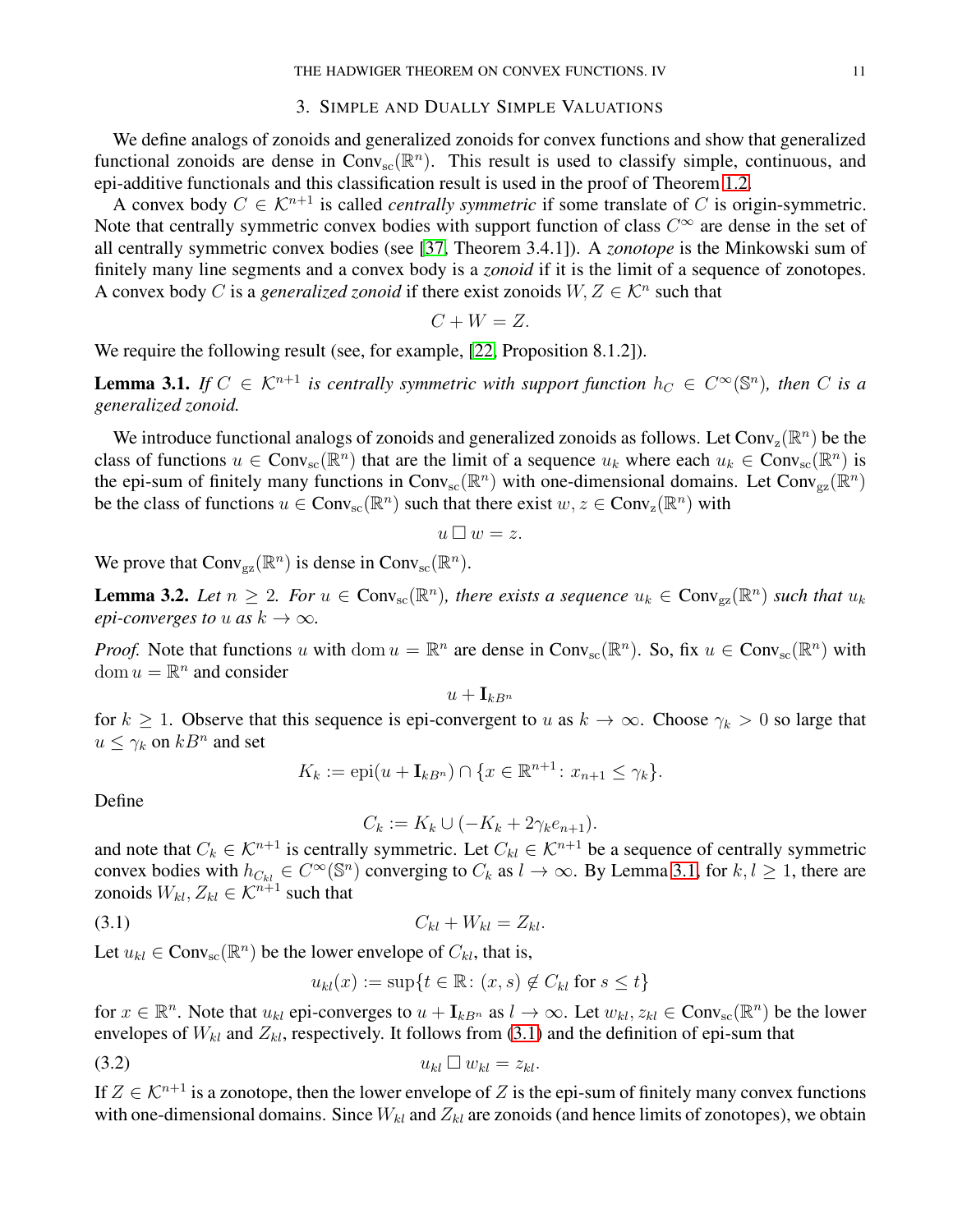## 3. Simple and Dually Simple Valuations

We define analogs of zonoids and generalized zonoids for convex functions and show that generalized functional zonoids are dense in $\mathrm{Conv_{sc}}(\mathbb{R}^n)$. This result is used to classify simple, continuous, and epi-additive functionals and this classification result is used in the proof of Theorem 1.2.

A convex body $C \in \mathcal{K}^{n+1}$ is called *centrally symmetric* if some translate of $C$ is origin-symmetric. Note that centrally symmetric convex bodies with support function of class $C^\infty$ are dense in the set of all centrally symmetric convex bodies (see [37, Theorem 3.4.1]). A *zonotope* is the Minkowski sum of finitely many line segments and a convex body is a *zonoid* if it is the limit of a sequence of zonotopes. A convex body $C$ is a *generalized zonoid* if there exist zonoids $W, Z \in \mathcal{K}^n$ such that

$$C + W = Z.$$

We require the following result (see, for example, [22, Proposition 8.1.2]).

**Lemma 3.1.** *If $C \in \mathcal{K}^{n+1}$ is centrally symmetric with support function $h_C \in C^\infty(\mathbb{S}^n)$, then $C$ is a generalized zonoid.*

We introduce functional analogs of zonoids and generalized zonoids as follows. Let $\mathrm{Conv_z}(\mathbb{R}^n)$ be the class of functions $u \in \mathrm{Conv_{sc}}(\mathbb{R}^n)$ that are the limit of a sequence $u_k$ where each $u_k \in \mathrm{Conv_{sc}}(\mathbb{R}^n)$ is the epi-sum of finitely many functions in $\mathrm{Conv_{sc}}(\mathbb{R}^n)$ with one-dimensional domains. Let $\mathrm{Conv_{gz}}(\mathbb{R}^n)$ be the class of functions $u \in \mathrm{Conv_{sc}}(\mathbb{R}^n)$ such that there exist $w, z \in \mathrm{Conv_z}(\mathbb{R}^n)$ with

$$u \mathbin{\square} w = z.$$

We prove that $\mathrm{Conv_{gz}}(\mathbb{R}^n)$ is dense in $\mathrm{Conv_{sc}}(\mathbb{R}^n)$.

**Lemma 3.2.** *Let $n \geq 2$. For $u \in \mathrm{Conv_{sc}}(\mathbb{R}^n)$, there exists a sequence $u_k \in \mathrm{Conv_{gz}}(\mathbb{R}^n)$ such that $u_k$ epi-converges to $u$ as $k \to \infty$.*

*Proof.* Note that functions $u$ with $\operatorname{dom} u = \mathbb{R}^n$ are dense in $\mathrm{Conv_{sc}}(\mathbb{R}^n)$. So, fix $u \in \mathrm{Conv_{sc}}(\mathbb{R}^n)$ with $\operatorname{dom} u = \mathbb{R}^n$ and consider

$$u + \mathbf{I}_{kB^n}$$

for $k \geq 1$. Observe that this sequence is epi-convergent to $u$ as $k \to \infty$. Choose $\gamma_k > 0$ so large that $u \leq \gamma_k$ on $kB^n$ and set

$$K_k := \operatorname{epi}(u + \mathbf{I}_{kB^n}) \cap \{x \in \mathbb{R}^{n+1} \colon x_{n+1} \leq \gamma_k\}.$$

Define

$$C_k := K_k \cup (-K_k + 2\gamma_k e_{n+1}).$$

and note that $C_k \in \mathcal{K}^{n+1}$ is centrally symmetric. Let $C_{kl} \in \mathcal{K}^{n+1}$ be a sequence of centrally symmetric convex bodies with $h_{C_{kl}} \in C^\infty(\mathbb{S}^n)$ converging to $C_k$ as $l \to \infty$. By Lemma 3.1, for $k, l \geq 1$, there are zonoids $W_{kl}, Z_{kl} \in \mathcal{K}^{n+1}$ such that

$$C_{kl} + W_{kl} = Z_{kl}. \tag{3.1}$$

Let $u_{kl} \in \mathrm{Conv_{sc}}(\mathbb{R}^n)$ be the lower envelope of $C_{kl}$, that is,

$$u_{kl}(x) := \sup\{t \in \mathbb{R} \colon (x, s) \notin C_{kl} \text{ for } s \leq t\}$$

for $x \in \mathbb{R}^n$. Note that $u_{kl}$ epi-converges to $u + \mathbf{I}_{kB^n}$ as $l \to \infty$. Let $w_{kl}, z_{kl} \in \mathrm{Conv_{sc}}(\mathbb{R}^n)$ be the lower envelopes of $W_{kl}$ and $Z_{kl}$, respectively. It follows from (3.1) and the definition of epi-sum that

$$u_{kl} \mathbin{\square} w_{kl} = z_{kl}. \tag{3.2}$$

If $Z \in \mathcal{K}^{n+1}$ is a zonotope, then the lower envelope of $Z$ is the epi-sum of finitely many convex functions with one-dimensional domains. Since $W_{kl}$ and $Z_{kl}$ are zonoids (and hence limits of zonotopes), we obtain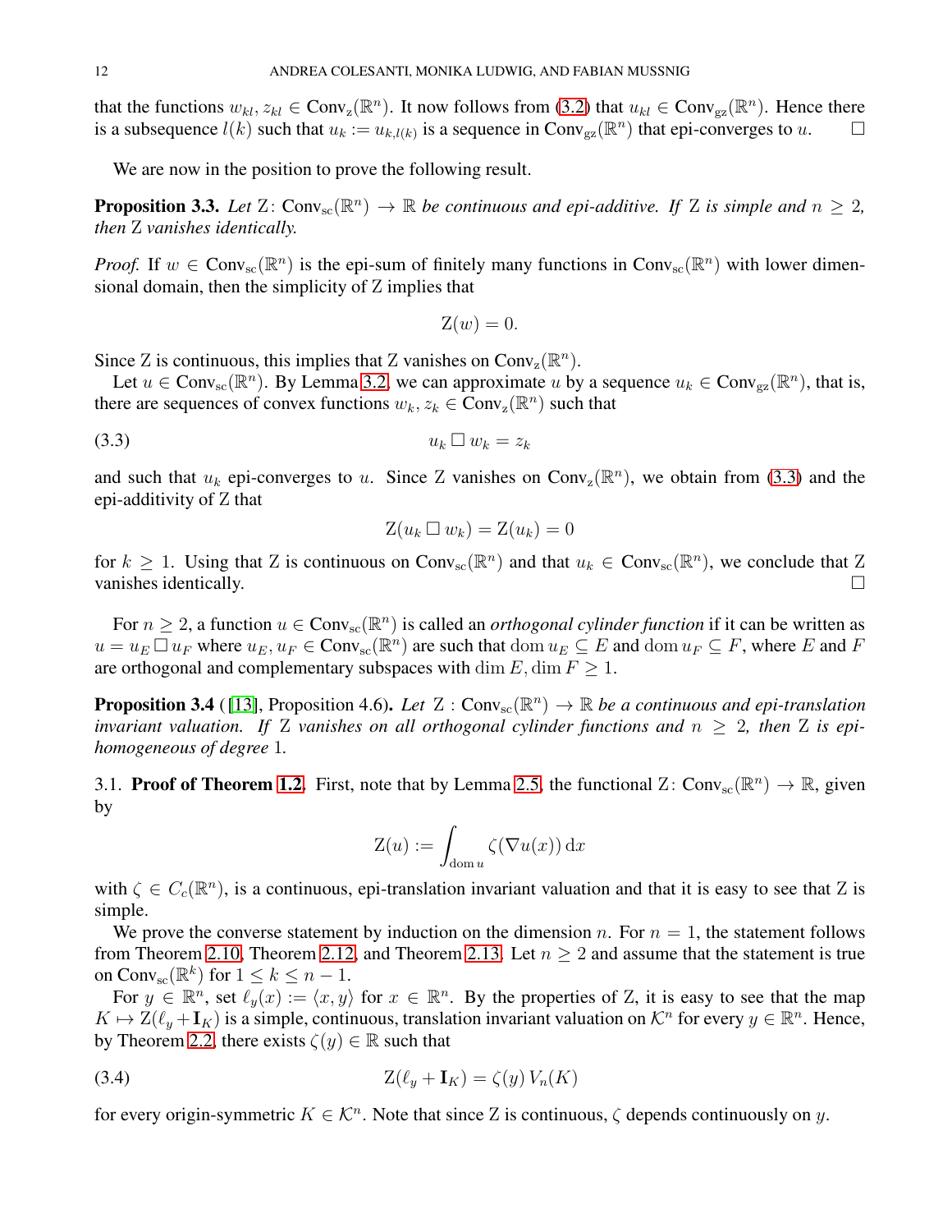that the functions $w_{kl}, z_{kl} \in \mathrm{Conv}_{\mathrm{z}}(\mathbb{R}^n)$. It now follows from (3.2) that $u_{kl} \in \mathrm{Conv}_{\mathrm{gz}}(\mathbb{R}^n)$. Hence there is a subsequence $l(k)$ such that $u_k := u_{k,l(k)}$ is a sequence in $\mathrm{Conv}_{\mathrm{gz}}(\mathbb{R}^n)$ that epi-converges to $u$. □

We are now in the position to prove the following result.

**Proposition 3.3.** *Let* $\mathrm{Z}\colon \mathrm{Conv}_{\mathrm{sc}}(\mathbb{R}^n) \to \mathbb{R}$ *be continuous and epi-additive. If* $\mathrm{Z}$ *is simple and* $n \geq 2$*, then* $\mathrm{Z}$ *vanishes identically.*

*Proof.* If $w \in \mathrm{Conv}_{\mathrm{sc}}(\mathbb{R}^n)$ is the epi-sum of finitely many functions in $\mathrm{Conv}_{\mathrm{sc}}(\mathbb{R}^n)$ with lower dimensional domain, then the simplicity of $\mathrm{Z}$ implies that

$$\mathrm{Z}(w) = 0.$$

Since $\mathrm{Z}$ is continuous, this implies that $\mathrm{Z}$ vanishes on $\mathrm{Conv}_{\mathrm{z}}(\mathbb{R}^n)$.

Let $u \in \mathrm{Conv}_{\mathrm{sc}}(\mathbb{R}^n)$. By Lemma 3.2, we can approximate $u$ by a sequence $u_k \in \mathrm{Conv}_{\mathrm{gz}}(\mathbb{R}^n)$, that is, there are sequences of convex functions $w_k, z_k \in \mathrm{Conv}_{\mathrm{z}}(\mathbb{R}^n)$ such that

$$u_k \,\square\, w_k = z_k \tag{3.3}$$

and such that $u_k$ epi-converges to $u$. Since $\mathrm{Z}$ vanishes on $\mathrm{Conv}_{\mathrm{z}}(\mathbb{R}^n)$, we obtain from (3.3) and the epi-additivity of $\mathrm{Z}$ that

$$\mathrm{Z}(u_k \,\square\, w_k) = \mathrm{Z}(u_k) = 0$$

for $k \geq 1$. Using that $\mathrm{Z}$ is continuous on $\mathrm{Conv}_{\mathrm{sc}}(\mathbb{R}^n)$ and that $u_k \in \mathrm{Conv}_{\mathrm{sc}}(\mathbb{R}^n)$, we conclude that $\mathrm{Z}$ vanishes identically. □

For $n \geq 2$, a function $u \in \mathrm{Conv}_{\mathrm{sc}}(\mathbb{R}^n)$ is called an *orthogonal cylinder function* if it can be written as $u = u_E \,\square\, u_F$ where $u_E, u_F \in \mathrm{Conv}_{\mathrm{sc}}(\mathbb{R}^n)$ are such that $\mathrm{dom}\, u_E \subseteq E$ and $\mathrm{dom}\, u_F \subseteq F$, where $E$ and $F$ are orthogonal and complementary subspaces with $\dim E, \dim F \geq 1$.

**Proposition 3.4** ([13], Proposition 4.6)**.** *Let* $\mathrm{Z} : \mathrm{Conv}_{\mathrm{sc}}(\mathbb{R}^n) \to \mathbb{R}$ *be a continuous and epi-translation invariant valuation. If* $\mathrm{Z}$ *vanishes on all orthogonal cylinder functions and* $n \geq 2$*, then* $\mathrm{Z}$ *is epi-homogeneous of degree* 1*.*

### 3.1. Proof of Theorem 1.2.

First, note that by Lemma 2.5, the functional $\mathrm{Z}\colon \mathrm{Conv}_{\mathrm{sc}}(\mathbb{R}^n) \to \mathbb{R}$, given by

$$\mathrm{Z}(u) := \int_{\mathrm{dom}\, u} \zeta(\nabla u(x))\, \mathrm{d}x$$

with $\zeta \in C_c(\mathbb{R}^n)$, is a continuous, epi-translation invariant valuation and that it is easy to see that $\mathrm{Z}$ is simple.

We prove the converse statement by induction on the dimension $n$. For $n = 1$, the statement follows from Theorem 2.10, Theorem 2.12, and Theorem 2.13. Let $n \geq 2$ and assume that the statement is true on $\mathrm{Conv}_{\mathrm{sc}}(\mathbb{R}^k)$ for $1 \leq k \leq n-1$.

For $y \in \mathbb{R}^n$, set $\ell_y(x) := \langle x, y\rangle$ for $x \in \mathbb{R}^n$. By the properties of $\mathrm{Z}$, it is easy to see that the map $K \mapsto \mathrm{Z}(\ell_y + \mathbf{I}_K)$ is a simple, continuous, translation invariant valuation on $\mathcal{K}^n$ for every $y \in \mathbb{R}^n$. Hence, by Theorem 2.2, there exists $\zeta(y) \in \mathbb{R}$ such that

$$\mathrm{Z}(\ell_y + \mathbf{I}_K) = \zeta(y)\, V_n(K) \tag{3.4}$$

for every origin-symmetric $K \in \mathcal{K}^n$. Note that since $\mathrm{Z}$ is continuous, $\zeta$ depends continuously on $y$.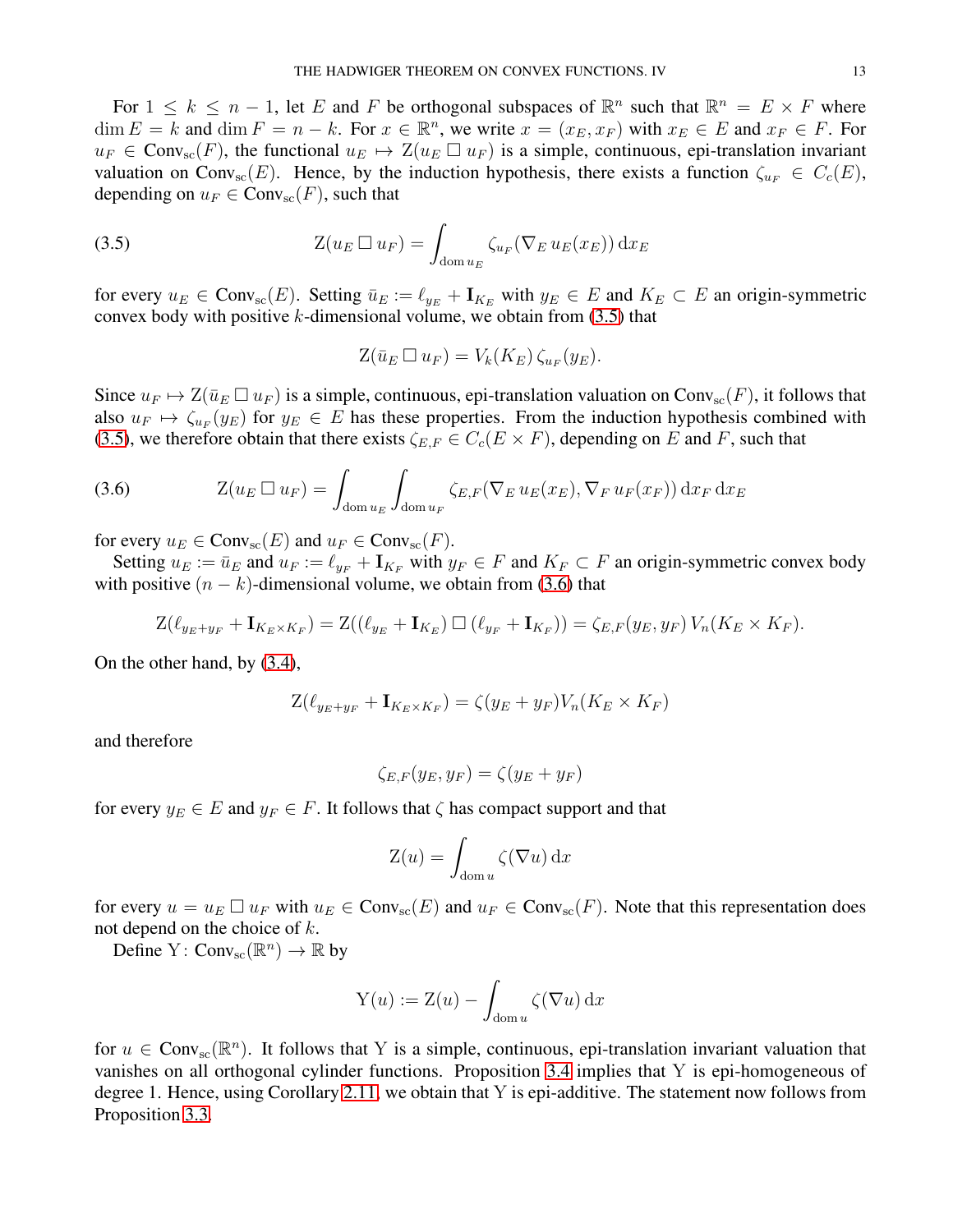For $1 \leq k \leq n-1$, let $E$ and $F$ be orthogonal subspaces of $\mathbb{R}^n$ such that $\mathbb{R}^n = E \times F$ where $\dim E = k$ and $\dim F = n-k$. For $x \in \mathbb{R}^n$, we write $x = (x_E, x_F)$ with $x_E \in E$ and $x_F \in F$. For $u_F \in \operatorname{Conv}_{\rm sc}(F)$, the functional $u_E \mapsto \operatorname{Z}(u_E \,\square\, u_F)$ is a simple, continuous, epi-translation invariant valuation on $\operatorname{Conv}_{\rm sc}(E)$. Hence, by the induction hypothesis, there exists a function $\zeta_{u_F} \in C_c(E)$, depending on $u_F \in \operatorname{Conv}_{\rm sc}(F)$, such that

$$\operatorname{Z}(u_E \,\square\, u_F) = \int_{\operatorname{dom} u_E} \zeta_{u_F}(\nabla_E\, u_E(x_E))\, \mathrm{d}x_E \tag{3.5}$$

for every $u_E \in \operatorname{Conv}_{\rm sc}(E)$. Setting $\bar{u}_E := \ell_{y_E} + \mathbf{I}_{K_E}$ with $y_E \in E$ and $K_E \subset E$ an origin-symmetric convex body with positive $k$-dimensional volume, we obtain from (3.5) that

$$\operatorname{Z}(\bar{u}_E \,\square\, u_F) = V_k(K_E)\, \zeta_{u_F}(y_E).$$

Since $u_F \mapsto \operatorname{Z}(\bar{u}_E \,\square\, u_F)$ is a simple, continuous, epi-translation valuation on $\operatorname{Conv}_{\rm sc}(F)$, it follows that also $u_F \mapsto \zeta_{u_F}(y_E)$ for $y_E \in E$ has these properties. From the induction hypothesis combined with (3.5), we therefore obtain that there exists $\zeta_{E,F} \in C_c(E \times F)$, depending on $E$ and $F$, such that

$$\operatorname{Z}(u_E \,\square\, u_F) = \int_{\operatorname{dom} u_E} \int_{\operatorname{dom} u_F} \zeta_{E,F}(\nabla_E\, u_E(x_E), \nabla_F\, u_F(x_F))\, \mathrm{d}x_F\, \mathrm{d}x_E \tag{3.6}$$

for every $u_E \in \operatorname{Conv}_{\rm sc}(E)$ and $u_F \in \operatorname{Conv}_{\rm sc}(F)$.

Setting $u_E := \bar{u}_E$ and $u_F := \ell_{y_F} + \mathbf{I}_{K_F}$ with $y_F \in F$ and $K_F \subset F$ an origin-symmetric convex body with positive $(n-k)$-dimensional volume, we obtain from (3.6) that

$$\operatorname{Z}(\ell_{y_E+y_F} + \mathbf{I}_{K_E \times K_F}) = \operatorname{Z}((\ell_{y_E} + \mathbf{I}_{K_E}) \,\square\, (\ell_{y_F} + \mathbf{I}_{K_F})) = \zeta_{E,F}(y_E, y_F)\, V_n(K_E \times K_F).$$

On the other hand, by (3.4),

$$\operatorname{Z}(\ell_{y_E+y_F} + \mathbf{I}_{K_E \times K_F}) = \zeta(y_E + y_F) V_n(K_E \times K_F)$$

and therefore

$$\zeta_{E,F}(y_E, y_F) = \zeta(y_E + y_F)$$

for every $y_E \in E$ and $y_F \in F$. It follows that $\zeta$ has compact support and that

$$\operatorname{Z}(u) = \int_{\operatorname{dom} u} \zeta(\nabla u)\, \mathrm{d}x$$

for every $u = u_E \,\square\, u_F$ with $u_E \in \operatorname{Conv}_{\rm sc}(E)$ and $u_F \in \operatorname{Conv}_{\rm sc}(F)$. Note that this representation does not depend on the choice of $k$.

Define $\operatorname{Y}\colon \operatorname{Conv}_{\rm sc}(\mathbb{R}^n) \to \mathbb{R}$ by

$$\operatorname{Y}(u) := \operatorname{Z}(u) - \int_{\operatorname{dom} u} \zeta(\nabla u)\, \mathrm{d}x$$

for $u \in \operatorname{Conv}_{\rm sc}(\mathbb{R}^n)$. It follows that $\operatorname{Y}$ is a simple, continuous, epi-translation invariant valuation that vanishes on all orthogonal cylinder functions. Proposition 3.4 implies that $\operatorname{Y}$ is epi-homogeneous of degree 1. Hence, using Corollary 2.11, we obtain that $\operatorname{Y}$ is epi-additive. The statement now follows from Proposition 3.3.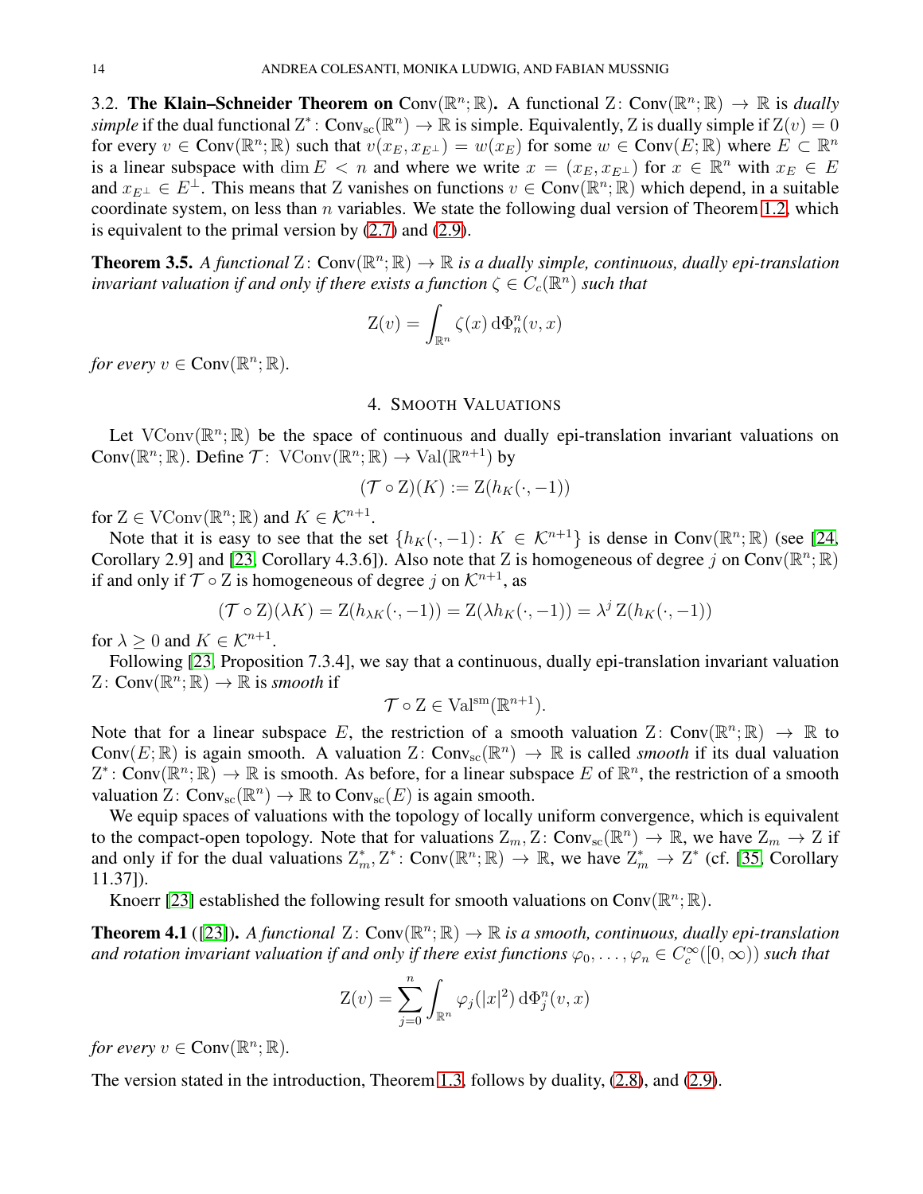### 3.2. The Klain–Schneider Theorem on $\mathrm{Conv}(\mathbb{R}^n;\mathbb{R})$.

A functional $\mathrm{Z}\colon \mathrm{Conv}(\mathbb{R}^n;\mathbb{R}) \to \mathbb{R}$ is *dually simple* if the dual functional $\mathrm{Z}^*\colon \mathrm{Conv}_{\mathrm{sc}}(\mathbb{R}^n) \to \mathbb{R}$ is simple. Equivalently, $\mathrm{Z}$ is dually simple if $\mathrm{Z}(v) = 0$ for every $v \in \mathrm{Conv}(\mathbb{R}^n;\mathbb{R})$ such that $v(x_E, x_{E^\perp}) = w(x_E)$ for some $w \in \mathrm{Conv}(E;\mathbb{R})$ where $E \subset \mathbb{R}^n$ is a linear subspace with $\dim E < n$ and where we write $x = (x_E, x_{E^\perp})$ for $x \in \mathbb{R}^n$ with $x_E \in E$ and $x_{E^\perp} \in E^\perp$. This means that $\mathrm{Z}$ vanishes on functions $v \in \mathrm{Conv}(\mathbb{R}^n;\mathbb{R})$ which depend, in a suitable coordinate system, on less than $n$ variables. We state the following dual version of Theorem 1.2, which is equivalent to the primal version by (2.7) and (2.9).

**Theorem 3.5.** *A functional $\mathrm{Z}\colon \mathrm{Conv}(\mathbb{R}^n;\mathbb{R}) \to \mathbb{R}$ is a dually simple, continuous, dually epi-translation invariant valuation if and only if there exists a function $\zeta \in C_c(\mathbb{R}^n)$ such that*

$$\mathrm{Z}(v) = \int_{\mathbb{R}^n} \zeta(x)\,\mathrm{d}\Phi_n^n(v,x)$$

*for every $v \in \mathrm{Conv}(\mathbb{R}^n;\mathbb{R})$.*

## 4. Smooth Valuations

Let $\mathrm{VConv}(\mathbb{R}^n;\mathbb{R})$ be the space of continuous and dually epi-translation invariant valuations on $\mathrm{Conv}(\mathbb{R}^n;\mathbb{R})$. Define $\mathcal{T}\colon \mathrm{VConv}(\mathbb{R}^n;\mathbb{R}) \to \mathrm{Val}(\mathbb{R}^{n+1})$ by

$$(\mathcal{T}\circ \mathrm{Z})(K) := \mathrm{Z}(h_K(\cdot,-1))$$

for $\mathrm{Z} \in \mathrm{VConv}(\mathbb{R}^n;\mathbb{R})$ and $K \in \mathcal{K}^{n+1}$.

Note that it is easy to see that the set $\{h_K(\cdot,-1)\colon K \in \mathcal{K}^{n+1}\}$ is dense in $\mathrm{Conv}(\mathbb{R}^n;\mathbb{R})$ (see [24, Corollary 2.9] and [23, Corollary 4.3.6]). Also note that $\mathrm{Z}$ is homogeneous of degree $j$ on $\mathrm{Conv}(\mathbb{R}^n;\mathbb{R})$ if and only if $\mathcal{T}\circ \mathrm{Z}$ is homogeneous of degree $j$ on $\mathcal{K}^{n+1}$, as

$$(\mathcal{T}\circ \mathrm{Z})(\lambda K) = \mathrm{Z}(h_{\lambda K}(\cdot,-1)) = \mathrm{Z}(\lambda h_K(\cdot,-1)) = \lambda^j\,\mathrm{Z}(h_K(\cdot,-1))$$

for $\lambda \ge 0$ and $K \in \mathcal{K}^{n+1}$.

Following [23, Proposition 7.3.4], we say that a continuous, dually epi-translation invariant valuation $\mathrm{Z}\colon \mathrm{Conv}(\mathbb{R}^n;\mathbb{R}) \to \mathbb{R}$ is *smooth* if

$$\mathcal{T}\circ \mathrm{Z} \in \mathrm{Val}^{\mathrm{sm}}(\mathbb{R}^{n+1}).$$

Note that for a linear subspace $E$, the restriction of a smooth valuation $\mathrm{Z}\colon \mathrm{Conv}(\mathbb{R}^n;\mathbb{R}) \to \mathbb{R}$ to $\mathrm{Conv}(E;\mathbb{R})$ is again smooth. A valuation $\mathrm{Z}\colon \mathrm{Conv}_{\mathrm{sc}}(\mathbb{R}^n) \to \mathbb{R}$ is called *smooth* if its dual valuation $\mathrm{Z}^*\colon \mathrm{Conv}(\mathbb{R}^n;\mathbb{R}) \to \mathbb{R}$ is smooth. As before, for a linear subspace $E$ of $\mathbb{R}^n$, the restriction of a smooth valuation $\mathrm{Z}\colon \mathrm{Conv}_{\mathrm{sc}}(\mathbb{R}^n) \to \mathbb{R}$ to $\mathrm{Conv}_{\mathrm{sc}}(E)$ is again smooth.

We equip spaces of valuations with the topology of locally uniform convergence, which is equivalent to the compact-open topology. Note that for valuations $\mathrm{Z}_m, \mathrm{Z}\colon \mathrm{Conv}_{\mathrm{sc}}(\mathbb{R}^n) \to \mathbb{R}$, we have $\mathrm{Z}_m \to \mathrm{Z}$ if and only if for the dual valuations $\mathrm{Z}_m^*, \mathrm{Z}^*\colon \mathrm{Conv}(\mathbb{R}^n;\mathbb{R}) \to \mathbb{R}$, we have $\mathrm{Z}_m^* \to \mathrm{Z}^*$ (cf. [35, Corollary 11.37]).

Knoerr [23] established the following result for smooth valuations on $\mathrm{Conv}(\mathbb{R}^n;\mathbb{R})$.

**Theorem 4.1** ([23]). *A functional $\mathrm{Z}\colon \mathrm{Conv}(\mathbb{R}^n;\mathbb{R}) \to \mathbb{R}$ is a smooth, continuous, dually epi-translation and rotation invariant valuation if and only if there exist functions $\varphi_0,\dots,\varphi_n \in C_c^\infty([0,\infty))$ such that*

$$\mathrm{Z}(v) = \sum_{j=0}^{n} \int_{\mathbb{R}^n} \varphi_j(|x|^2)\,\mathrm{d}\Phi_j^n(v,x)$$

*for every $v \in \mathrm{Conv}(\mathbb{R}^n;\mathbb{R})$.*

The version stated in the introduction, Theorem 1.3, follows by duality, (2.8), and (2.9).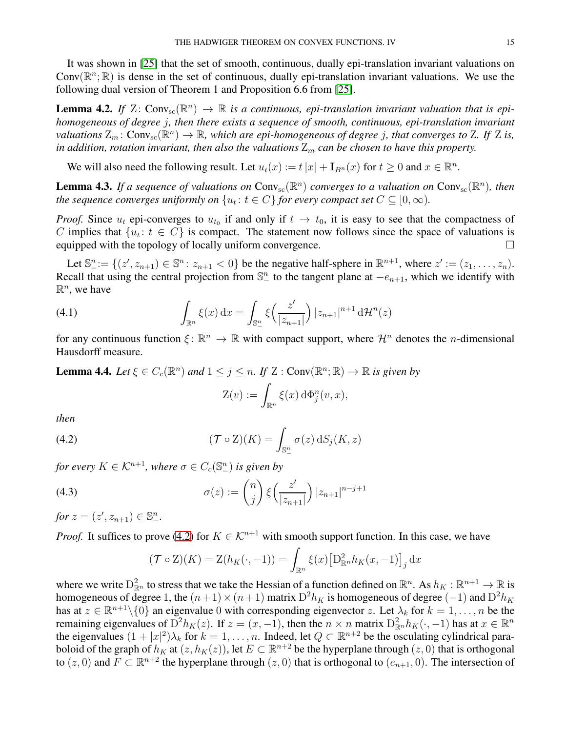It was shown in [25] that the set of smooth, continuous, dually epi-translation invariant valuations on $\operatorname{Conv}(\mathbb{R}^n;\mathbb{R})$ is dense in the set of continuous, dually epi-translation invariant valuations. We use the following dual version of Theorem 1 and Proposition 6.6 from [25].

**Lemma 4.2.** *If* $\mathrm{Z}\colon \operatorname{Conv}_{\rm sc}(\mathbb{R}^n) \to \mathbb{R}$ *is a continuous, epi-translation invariant valuation that is epi-homogeneous of degree* $j$*, then there exists a sequence of smooth, continuous, epi-translation invariant valuations* $\mathrm{Z}_m\colon \operatorname{Conv}_{\rm sc}(\mathbb{R}^n) \to \mathbb{R}$*, which are epi-homogeneous of degree* $j$*, that converges to* $\mathrm{Z}$*. If* $\mathrm{Z}$ *is, in addition, rotation invariant, then also the valuations* $\mathrm{Z}_m$ *can be chosen to have this property.*

We will also need the following result. Let $u_t(x) := t\,|x| + \mathbf{I}_{B^n}(x)$ for $t \ge 0$ and $x \in \mathbb{R}^n$.

**Lemma 4.3.** *If a sequence of valuations on* $\operatorname{Conv}_{\rm sc}(\mathbb{R}^n)$ *converges to a valuation on* $\operatorname{Conv}_{\rm sc}(\mathbb{R}^n)$*, then the sequence converges uniformly on* $\{u_t\colon t \in C\}$ *for every compact set* $C \subseteq [0,\infty)$*.*

*Proof.* Since $u_t$ epi-converges to $u_{t_0}$ if and only if $t \to t_0$, it is easy to see that the compactness of $C$ implies that $\{u_t\colon t \in C\}$ is compact. The statement now follows since the space of valuations is equipped with the topology of locally uniform convergence. $\square$

Let $\mathbb{S}^n_- := \{(z', z_{n+1}) \in \mathbb{S}^n\colon z_{n+1} < 0\}$ be the negative half-sphere in $\mathbb{R}^{n+1}$, where $z' := (z_1,\dots,z_n)$. Recall that using the central projection from $\mathbb{S}^n_-$ to the tangent plane at $-e_{n+1}$, which we identify with $\mathbb{R}^n$, we have

$$\int_{\mathbb{R}^n} \xi(x)\,\mathrm{d}x = \int_{\mathbb{S}^n_-} \xi\Big(\frac{z'}{|z_{n+1}|}\Big)\,|z_{n+1}|^{n+1}\,\mathrm{d}\mathcal{H}^n(z) \tag{4.1}$$

for any continuous function $\xi\colon \mathbb{R}^n \to \mathbb{R}$ with compact support, where $\mathcal{H}^n$ denotes the $n$-dimensional Hausdorff measure.

**Lemma 4.4.** *Let* $\xi \in C_c(\mathbb{R}^n)$ *and* $1 \le j \le n$*. If* $\mathrm{Z} : \operatorname{Conv}(\mathbb{R}^n;\mathbb{R}) \to \mathbb{R}$ *is given by*

$$\mathrm{Z}(v) := \int_{\mathbb{R}^n} \xi(x)\,\mathrm{d}\Phi^n_j(v,x),$$

*then*

$$(\mathcal{T}\circ \mathrm{Z})(K) = \int_{\mathbb{S}^n_-} \sigma(z)\,\mathrm{d}S_j(K,z) \tag{4.2}$$

*for every* $K \in \mathcal{K}^{n+1}$*, where* $\sigma \in C_c(\mathbb{S}^n_-)$ *is given by*

$$\sigma(z) := \binom{n}{j}\,\xi\Big(\frac{z'}{|z_{n+1}|}\Big)\,|z_{n+1}|^{n-j+1} \tag{4.3}$$

*for* $z = (z', z_{n+1}) \in \mathbb{S}^n_-$*.*

*Proof.* It suffices to prove (4.2) for $K \in \mathcal{K}^{n+1}$ with smooth support function. In this case, we have

$$(\mathcal{T}\circ \mathrm{Z})(K) = \mathrm{Z}(h_K(\cdot,-1)) = \int_{\mathbb{R}^n} \xi(x)\big[\mathrm{D}^2_{\mathbb{R}^n} h_K(x,-1)\big]_j\,\mathrm{d}x$$

where we write $\mathrm{D}^2_{\mathbb{R}^n}$ to stress that we take the Hessian of a function defined on $\mathbb{R}^n$. As $h_K : \mathbb{R}^{n+1} \to \mathbb{R}$ is homogeneous of degree 1, the $(n+1)\times(n+1)$ matrix $\mathrm{D}^2 h_K$ is homogeneous of degree $(-1)$ and $\mathrm{D}^2 h_K$ has at $z \in \mathbb{R}^{n+1}\backslash\{0\}$ an eigenvalue 0 with corresponding eigenvector $z$. Let $\lambda_k$ for $k = 1,\dots,n$ be the remaining eigenvalues of $\mathrm{D}^2 h_K(z)$. If $z = (x,-1)$, then the $n\times n$ matrix $\mathrm{D}^2_{\mathbb{R}^n} h_K(\cdot,-1)$ has at $x \in \mathbb{R}^n$ the eigenvalues $(1+|x|^2)\lambda_k$ for $k = 1,\dots,n$. Indeed, let $Q \subset \mathbb{R}^{n+2}$ be the osculating cylindrical paraboloid of the graph of $h_K$ at $(z, h_K(z))$, let $E \subset \mathbb{R}^{n+2}$ be the hyperplane through $(z,0)$ that is orthogonal to $(z,0)$ and $F \subset \mathbb{R}^{n+2}$ the hyperplane through $(z,0)$ that is orthogonal to $(e_{n+1},0)$. The intersection of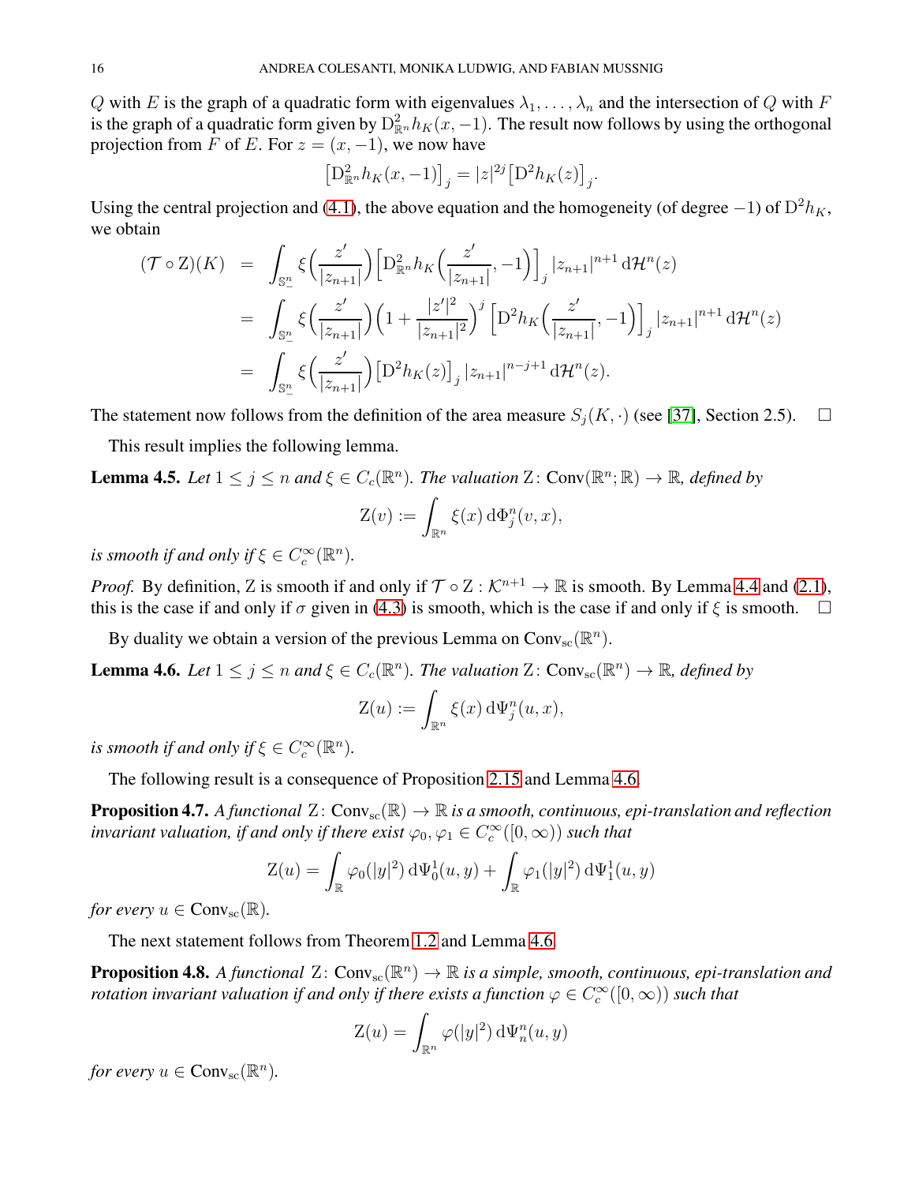$Q$ with $E$ is the graph of a quadratic form with eigenvalues $\lambda_1, \dots, \lambda_n$ and the intersection of $Q$ with $F$ is the graph of a quadratic form given by $\mathrm{D}^2_{\mathbb{R}^n} h_K(x,-1)$. The result now follows by using the orthogonal projection from $F$ of $E$. For $z = (x,-1)$, we now have

$$\big[\mathrm{D}^2_{\mathbb{R}^n} h_K(x,-1)\big]_j = |z|^{2j} \big[\mathrm{D}^2 h_K(z)\big]_j.$$

Using the central projection and (4.1), the above equation and the homogeneity (of degree $-1$) of $\mathrm{D}^2 h_K$, we obtain

$$\begin{aligned}
(\mathcal{T} \circ \mathrm{Z})(K) &= \int_{\mathbb{S}^n_-} \xi\Big(\frac{z'}{|z_{n+1}|}\Big) \Big[\mathrm{D}^2_{\mathbb{R}^n} h_K\Big(\frac{z'}{|z_{n+1}|}, -1\Big)\Big]_j |z_{n+1}|^{n+1} \,\mathrm{d}\mathcal{H}^n(z)\\
&= \int_{\mathbb{S}^n_-} \xi\Big(\frac{z'}{|z_{n+1}|}\Big) \Big(1 + \frac{|z'|^2}{|z_{n+1}|^2}\Big)^j \Big[\mathrm{D}^2 h_K\Big(\frac{z'}{|z_{n+1}|}, -1\Big)\Big]_j |z_{n+1}|^{n+1} \,\mathrm{d}\mathcal{H}^n(z)\\
&= \int_{\mathbb{S}^n_-} \xi\Big(\frac{z'}{|z_{n+1}|}\Big) \big[\mathrm{D}^2 h_K(z)\big]_j |z_{n+1}|^{n-j+1} \,\mathrm{d}\mathcal{H}^n(z).
\end{aligned}$$

The statement now follows from the definition of the area measure $S_j(K,\cdot)$ (see [37], Section 2.5). $\square$

This result implies the following lemma.

**Lemma 4.5.** *Let $1 \le j \le n$ and $\xi \in C_c(\mathbb{R}^n)$. The valuation $\mathrm{Z}\colon \mathrm{Conv}(\mathbb{R}^n;\mathbb{R}) \to \mathbb{R}$, defined by*

$$\mathrm{Z}(v) := \int_{\mathbb{R}^n} \xi(x) \,\mathrm{d}\Phi^n_j(v,x),$$

*is smooth if and only if $\xi \in C^\infty_c(\mathbb{R}^n)$.*

*Proof.* By definition, $\mathrm{Z}$ is smooth if and only if $\mathcal{T} \circ \mathrm{Z} : \mathcal{K}^{n+1} \to \mathbb{R}$ is smooth. By Lemma 4.4 and (2.1), this is the case if and only if $\sigma$ given in (4.3) is smooth, which is the case if and only if $\xi$ is smooth. $\square$

By duality we obtain a version of the previous Lemma on $\mathrm{Conv}_{\mathrm{sc}}(\mathbb{R}^n)$.

**Lemma 4.6.** *Let $1 \le j \le n$ and $\xi \in C_c(\mathbb{R}^n)$. The valuation $\mathrm{Z}\colon \mathrm{Conv}_{\mathrm{sc}}(\mathbb{R}^n) \to \mathbb{R}$, defined by*

$$\mathrm{Z}(u) := \int_{\mathbb{R}^n} \xi(x) \,\mathrm{d}\Psi^n_j(u,x),$$

*is smooth if and only if $\xi \in C^\infty_c(\mathbb{R}^n)$.*

The following result is a consequence of Proposition 2.15 and Lemma 4.6.

**Proposition 4.7.** *A functional $\mathrm{Z}\colon \mathrm{Conv}_{\mathrm{sc}}(\mathbb{R}) \to \mathbb{R}$ is a smooth, continuous, epi-translation and reflection invariant valuation, if and only if there exist $\varphi_0, \varphi_1 \in C^\infty_c([0,\infty))$ such that*

$$\mathrm{Z}(u) = \int_{\mathbb{R}} \varphi_0(|y|^2) \,\mathrm{d}\Psi^1_0(u,y) + \int_{\mathbb{R}} \varphi_1(|y|^2) \,\mathrm{d}\Psi^1_1(u,y)$$

*for every $u \in \mathrm{Conv}_{\mathrm{sc}}(\mathbb{R})$.*

The next statement follows from Theorem 1.2 and Lemma 4.6.

**Proposition 4.8.** *A functional $\mathrm{Z}\colon \mathrm{Conv}_{\mathrm{sc}}(\mathbb{R}^n) \to \mathbb{R}$ is a simple, smooth, continuous, epi-translation and rotation invariant valuation if and only if there exists a function $\varphi \in C^\infty_c([0,\infty))$ such that*

$$\mathrm{Z}(u) = \int_{\mathbb{R}^n} \varphi(|y|^2) \,\mathrm{d}\Psi^n_n(u,y)$$

*for every $u \in \mathrm{Conv}_{\mathrm{sc}}(\mathbb{R}^n)$.*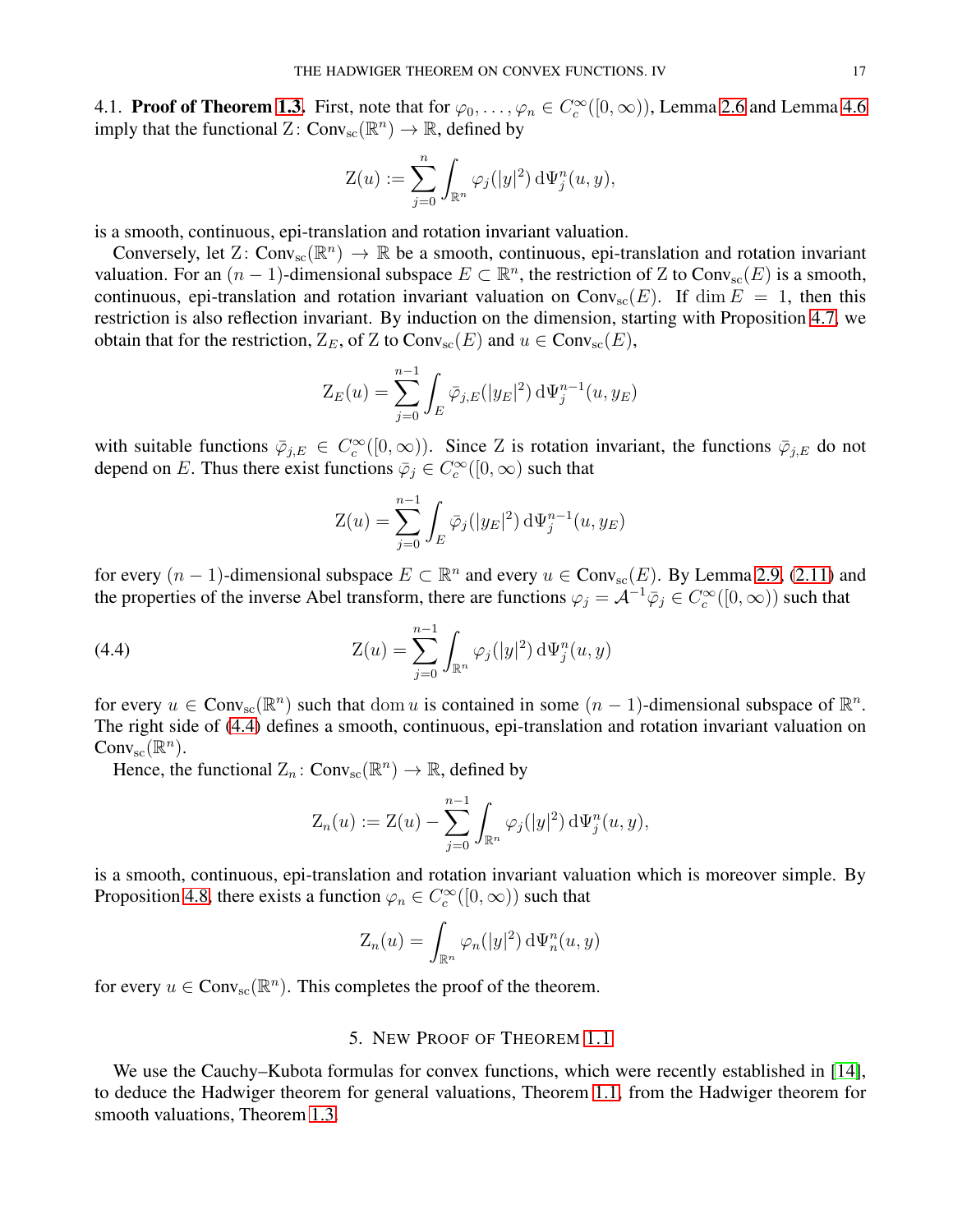4.1. **Proof of Theorem 1.3.** First, note that for $\varphi_0, \dots, \varphi_n \in C_c^\infty([0,\infty))$, Lemma 2.6 and Lemma 4.6 imply that the functional $\operatorname{Z}\colon \operatorname{Conv}_{\rm sc}(\mathbb{R}^n) \to \mathbb{R}$, defined by

$$\operatorname{Z}(u) := \sum_{j=0}^{n} \int_{\mathbb{R}^n} \varphi_j(|y|^2) \,\mathrm{d}\Psi_j^n(u,y),$$

is a smooth, continuous, epi-translation and rotation invariant valuation.

Conversely, let $\operatorname{Z}\colon \operatorname{Conv}_{\rm sc}(\mathbb{R}^n) \to \mathbb{R}$ be a smooth, continuous, epi-translation and rotation invariant valuation. For an $(n-1)$-dimensional subspace $E \subset \mathbb{R}^n$, the restriction of $\operatorname{Z}$ to $\operatorname{Conv}_{\rm sc}(E)$ is a smooth, continuous, epi-translation and rotation invariant valuation on $\operatorname{Conv}_{\rm sc}(E)$. If $\dim E = 1$, then this restriction is also reflection invariant. By induction on the dimension, starting with Proposition 4.7, we obtain that for the restriction, $\operatorname{Z}_E$, of $\operatorname{Z}$ to $\operatorname{Conv}_{\rm sc}(E)$ and $u \in \operatorname{Conv}_{\rm sc}(E)$,

$$\operatorname{Z}_E(u) = \sum_{j=0}^{n-1} \int_{E} \bar\varphi_{j,E}(|y_E|^2) \,\mathrm{d}\Psi_j^{n-1}(u,y_E)$$

with suitable functions $\bar\varphi_{j,E} \in C_c^\infty([0,\infty))$. Since $\operatorname{Z}$ is rotation invariant, the functions $\bar\varphi_{j,E}$ do not depend on $E$. Thus there exist functions $\bar\varphi_j \in C_c^\infty([0,\infty)$ such that

$$\operatorname{Z}(u) = \sum_{j=0}^{n-1} \int_{E} \bar\varphi_{j}(|y_E|^2) \,\mathrm{d}\Psi_j^{n-1}(u,y_E)$$

for every $(n-1)$-dimensional subspace $E \subset \mathbb{R}^n$ and every $u \in \operatorname{Conv}_{\rm sc}(E)$. By Lemma 2.9, (2.11) and the properties of the inverse Abel transform, there are functions $\varphi_j = \mathcal{A}^{-1}\bar\varphi_j \in C_c^\infty([0,\infty))$ such that

$$\operatorname{Z}(u) = \sum_{j=0}^{n-1} \int_{\mathbb{R}^n} \varphi_j(|y|^2) \,\mathrm{d}\Psi_j^n(u,y) \tag{4.4}$$

for every $u \in \operatorname{Conv}_{\rm sc}(\mathbb{R}^n)$ such that $\operatorname{dom} u$ is contained in some $(n-1)$-dimensional subspace of $\mathbb{R}^n$. The right side of (4.4) defines a smooth, continuous, epi-translation and rotation invariant valuation on $\operatorname{Conv}_{\rm sc}(\mathbb{R}^n)$.

Hence, the functional $\operatorname{Z}_n\colon \operatorname{Conv}_{\rm sc}(\mathbb{R}^n) \to \mathbb{R}$, defined by

$$\operatorname{Z}_n(u) := \operatorname{Z}(u) - \sum_{j=0}^{n-1} \int_{\mathbb{R}^n} \varphi_j(|y|^2) \,\mathrm{d}\Psi_j^n(u,y),$$

is a smooth, continuous, epi-translation and rotation invariant valuation which is moreover simple. By Proposition 4.8, there exists a function $\varphi_n \in C_c^\infty([0,\infty))$ such that

$$\operatorname{Z}_n(u) = \int_{\mathbb{R}^n} \varphi_n(|y|^2) \,\mathrm{d}\Psi_n^n(u,y)$$

for every $u \in \operatorname{Conv}_{\rm sc}(\mathbb{R}^n)$. This completes the proof of the theorem.

## 5. New Proof of Theorem 1.1

We use the Cauchy–Kubota formulas for convex functions, which were recently established in [14], to deduce the Hadwiger theorem for general valuations, Theorem 1.1, from the Hadwiger theorem for smooth valuations, Theorem 1.3.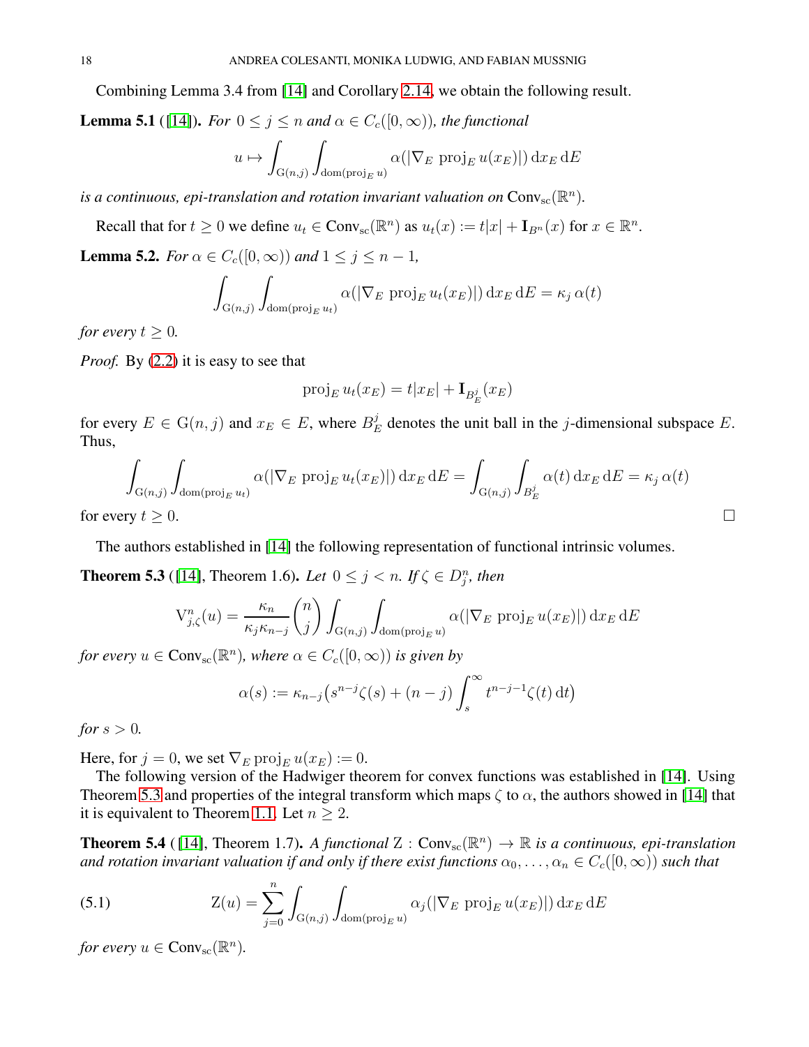Combining Lemma 3.4 from [14] and Corollary 2.14, we obtain the following result.

**Lemma 5.1** ([14])**.** *For $0 \le j \le n$ and $\alpha \in C_c([0,\infty))$, the functional*

$$u \mapsto \int_{\mathrm{G}(n,j)} \int_{\mathrm{dom}(\mathrm{proj}_E u)} \alpha(|\nabla_E \,\mathrm{proj}_E u(x_E)|) \,\mathrm{d}x_E \,\mathrm{d}E$$

*is a continuous, epi-translation and rotation invariant valuation on* $\mathrm{Conv}_{\mathrm{sc}}(\mathbb{R}^n)$*.*

Recall that for $t \ge 0$ we define $u_t \in \mathrm{Conv}_{\mathrm{sc}}(\mathbb{R}^n)$ as $u_t(x) := t|x| + \mathbf{I}_{B^n}(x)$ for $x \in \mathbb{R}^n$.

**Lemma 5.2.** *For $\alpha \in C_c([0,\infty))$ and $1 \le j \le n-1$,*

$$\int_{\mathrm{G}(n,j)} \int_{\mathrm{dom}(\mathrm{proj}_E u_t)} \alpha(|\nabla_E \,\mathrm{proj}_E u_t(x_E)|) \,\mathrm{d}x_E \,\mathrm{d}E = \kappa_j \,\alpha(t)$$

*for every $t \ge 0$.*

*Proof.* By (2.2) it is easy to see that

$$\mathrm{proj}_E u_t(x_E) = t|x_E| + \mathbf{I}_{B_E^j}(x_E)$$

for every $E \in \mathrm{G}(n,j)$ and $x_E \in E$, where $B_E^j$ denotes the unit ball in the $j$-dimensional subspace $E$. Thus,

$$\int_{\mathrm{G}(n,j)} \int_{\mathrm{dom}(\mathrm{proj}_E u_t)} \alpha(|\nabla_E \,\mathrm{proj}_E u_t(x_E)|) \,\mathrm{d}x_E \,\mathrm{d}E = \int_{\mathrm{G}(n,j)} \int_{B_E^j} \alpha(t) \,\mathrm{d}x_E \,\mathrm{d}E = \kappa_j \,\alpha(t)$$

for every $t \ge 0$. ∎

The authors established in [14] the following representation of functional intrinsic volumes.

**Theorem 5.3** ([14], Theorem 1.6)**.** *Let $0 \le j < n$. If $\zeta \in D_j^n$, then*

$$\mathrm{V}_{j,\zeta}^n(u) = \frac{\kappa_n}{\kappa_j \kappa_{n-j}} \binom{n}{j} \int_{\mathrm{G}(n,j)} \int_{\mathrm{dom}(\mathrm{proj}_E u)} \alpha(|\nabla_E \,\mathrm{proj}_E u(x_E)|) \,\mathrm{d}x_E \,\mathrm{d}E$$

*for every $u \in \mathrm{Conv}_{\mathrm{sc}}(\mathbb{R}^n)$, where $\alpha \in C_c([0,\infty))$ is given by*

$$\alpha(s) := \kappa_{n-j}\big(s^{n-j}\zeta(s) + (n-j)\int_s^\infty t^{n-j-1}\zeta(t)\,\mathrm{d}t\big)$$

*for $s > 0$.*

Here, for $j = 0$, we set $\nabla_E \,\mathrm{proj}_E u(x_E) := 0$.

The following version of the Hadwiger theorem for convex functions was established in [14]. Using Theorem 5.3 and properties of the integral transform which maps $\zeta$ to $\alpha$, the authors showed in [14] that it is equivalent to Theorem 1.1. Let $n \ge 2$.

**Theorem 5.4** ([14], Theorem 1.7)**.** *A functional $\mathrm{Z} : \mathrm{Conv}_{\mathrm{sc}}(\mathbb{R}^n) \to \mathbb{R}$ is a continuous, epi-translation and rotation invariant valuation if and only if there exist functions $\alpha_0, \ldots, \alpha_n \in C_c([0,\infty))$ such that*

$$\mathrm{Z}(u) = \sum_{j=0}^{n} \int_{\mathrm{G}(n,j)} \int_{\mathrm{dom}(\mathrm{proj}_E u)} \alpha_j(|\nabla_E \,\mathrm{proj}_E u(x_E)|) \,\mathrm{d}x_E \,\mathrm{d}E \tag{5.1}$$

*for every $u \in \mathrm{Conv}_{\mathrm{sc}}(\mathbb{R}^n)$.*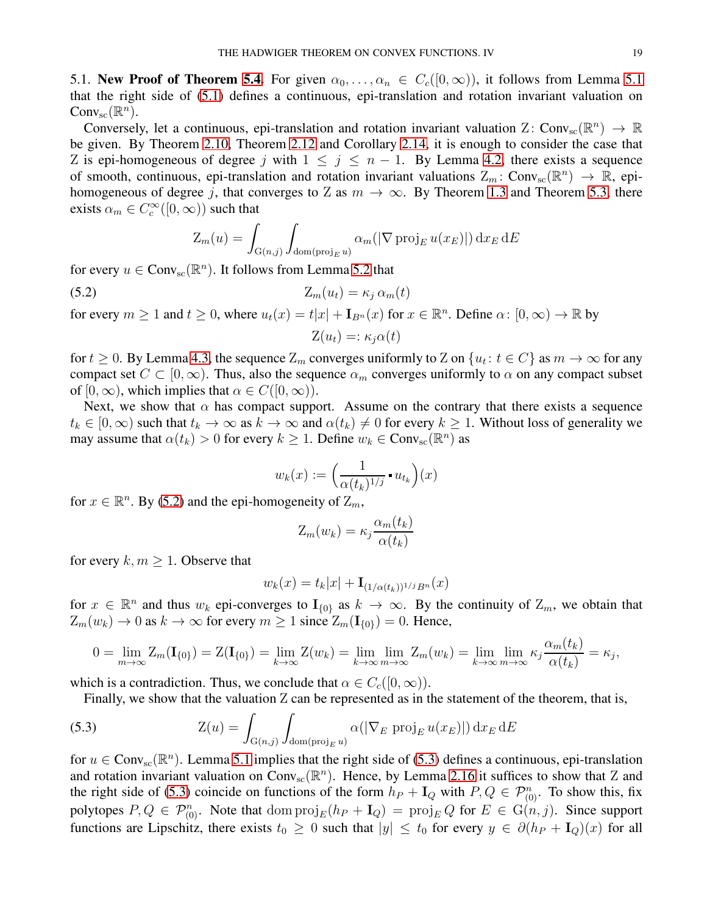5.1. **New Proof of Theorem 5.4.** For given $\alpha_0, \dots, \alpha_n \in C_c([0,\infty))$, it follows from Lemma 5.1 that the right side of (5.1) defines a continuous, epi-translation and rotation invariant valuation on $\operatorname{Conv}_{\mathrm{sc}}(\mathbb{R}^n)$.

Conversely, let a continuous, epi-translation and rotation invariant valuation $\mathrm{Z}\colon \operatorname{Conv}_{\mathrm{sc}}(\mathbb{R}^n) \to \mathbb{R}$ be given. By Theorem 2.10, Theorem 2.12 and Corollary 2.14, it is enough to consider the case that $\mathrm{Z}$ is epi-homogeneous of degree $j$ with $1 \le j \le n-1$. By Lemma 4.2, there exists a sequence of smooth, continuous, epi-translation and rotation invariant valuations $\mathrm{Z}_m\colon \operatorname{Conv}_{\mathrm{sc}}(\mathbb{R}^n) \to \mathbb{R}$, epi-homogeneous of degree $j$, that converges to $\mathrm{Z}$ as $m \to \infty$. By Theorem 1.3 and Theorem 5.3, there exists $\alpha_m \in C_c^\infty([0,\infty))$ such that

$$\mathrm{Z}_m(u) = \int_{\mathrm{G}(n,j)} \int_{\operatorname{dom}(\operatorname{proj}_E u)} \alpha_m(|\nabla \operatorname{proj}_E u(x_E)|) \,\mathrm{d}x_E \,\mathrm{d}E$$

for every $u \in \operatorname{Conv}_{\mathrm{sc}}(\mathbb{R}^n)$. It follows from Lemma 5.2 that

$$\mathrm{Z}_m(u_t) = \kappa_j\, \alpha_m(t) \tag{5.2}$$

for every $m \ge 1$ and $t \ge 0$, where $u_t(x) = t|x| + \mathbf{I}_{B^n}(x)$ for $x \in \mathbb{R}^n$. Define $\alpha\colon [0,\infty) \to \mathbb{R}$ by

$$\mathrm{Z}(u_t) =: \kappa_j \alpha(t)$$

for $t \ge 0$. By Lemma 4.3, the sequence $\mathrm{Z}_m$ converges uniformly to $\mathrm{Z}$ on $\{u_t : t \in C\}$ as $m \to \infty$ for any compact set $C \subset [0,\infty)$. Thus, also the sequence $\alpha_m$ converges uniformly to $\alpha$ on any compact subset of $[0,\infty)$, which implies that $\alpha \in C([0,\infty))$.

Next, we show that $\alpha$ has compact support. Assume on the contrary that there exists a sequence $t_k \in [0,\infty)$ such that $t_k \to \infty$ as $k \to \infty$ and $\alpha(t_k) \neq 0$ for every $k \ge 1$. Without loss of generality we may assume that $\alpha(t_k) > 0$ for every $k \ge 1$. Define $w_k \in \operatorname{Conv}_{\mathrm{sc}}(\mathbb{R}^n)$ as

$$w_k(x) := \Big(\frac{1}{\alpha(t_k)^{1/j}} \cdot u_{t_k}\Big)(x)$$

for $x \in \mathbb{R}^n$. By (5.2) and the epi-homogeneity of $\mathrm{Z}_m$,

$$\mathrm{Z}_m(w_k) = \kappa_j \frac{\alpha_m(t_k)}{\alpha(t_k)}$$

for every $k, m \ge 1$. Observe that

$$w_k(x) = t_k|x| + \mathbf{I}_{(1/\alpha(t_k))^{1/j} B^n}(x)$$

for $x \in \mathbb{R}^n$ and thus $w_k$ epi-converges to $\mathbf{I}_{\{0\}}$ as $k \to \infty$. By the continuity of $\mathrm{Z}_m$, we obtain that $\mathrm{Z}_m(w_k) \to 0$ as $k \to \infty$ for every $m \ge 1$ since $\mathrm{Z}_m(\mathbf{I}_{\{0\}}) = 0$. Hence,

$$0 = \lim_{m\to\infty} \mathrm{Z}_m(\mathbf{I}_{\{0\}}) = \mathrm{Z}(\mathbf{I}_{\{0\}}) = \lim_{k\to\infty} \mathrm{Z}(w_k) = \lim_{k\to\infty}\lim_{m\to\infty} \mathrm{Z}_m(w_k) = \lim_{k\to\infty}\lim_{m\to\infty} \kappa_j \frac{\alpha_m(t_k)}{\alpha(t_k)} = \kappa_j,$$

which is a contradiction. Thus, we conclude that $\alpha \in C_c([0,\infty))$.

Finally, we show that the valuation $\mathrm{Z}$ can be represented as in the statement of the theorem, that is,

$$\mathrm{Z}(u) = \int_{\mathrm{G}(n,j)} \int_{\operatorname{dom}(\operatorname{proj}_E u)} \alpha(|\nabla_E \operatorname{proj}_E u(x_E)|) \,\mathrm{d}x_E \,\mathrm{d}E \tag{5.3}$$

for $u \in \operatorname{Conv}_{\mathrm{sc}}(\mathbb{R}^n)$. Lemma 5.1 implies that the right side of (5.3) defines a continuous, epi-translation and rotation invariant valuation on $\operatorname{Conv}_{\mathrm{sc}}(\mathbb{R}^n)$. Hence, by Lemma 2.16 it suffices to show that $\mathrm{Z}$ and the right side of (5.3) coincide on functions of the form $h_P + \mathbf{I}_Q$ with $P, Q \in \mathcal{P}^n_{(0)}$. To show this, fix polytopes $P, Q \in \mathcal{P}^n_{(0)}$. Note that $\operatorname{dom}\operatorname{proj}_E(h_P + \mathbf{I}_Q) = \operatorname{proj}_E Q$ for $E \in \mathrm{G}(n,j)$. Since support functions are Lipschitz, there exists $t_0 \ge 0$ such that $|y| \le t_0$ for every $y \in \partial(h_P + \mathbf{I}_Q)(x)$ for all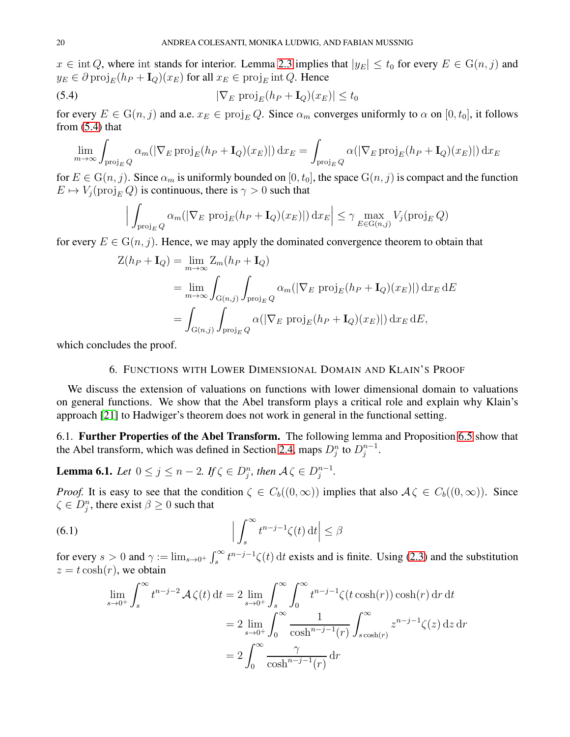$x \in \operatorname{int} Q$, where int stands for interior. Lemma 2.3 implies that $|y_E| \le t_0$ for every $E \in \mathrm{G}(n,j)$ and $y_E \in \partial \operatorname{proj}_E(h_P + \mathbf{I}_Q)(x_E)$ for all $x_E \in \operatorname{proj}_E \operatorname{int} Q$. Hence

$$|\nabla_E \operatorname{proj}_E(h_P + \mathbf{I}_Q)(x_E)| \le t_0 \tag{5.4}$$

for every $E \in \mathrm{G}(n,j)$ and a.e. $x_E \in \operatorname{proj}_E Q$. Since $\alpha_m$ converges uniformly to $\alpha$ on $[0,t_0]$, it follows from (5.4) that

$$\lim_{m\to\infty} \int_{\operatorname{proj}_E Q} \alpha_m(|\nabla_E \operatorname{proj}_E(h_P + \mathbf{I}_Q)(x_E)|)\,\mathrm{d}x_E = \int_{\operatorname{proj}_E Q} \alpha(|\nabla_E \operatorname{proj}_E(h_P + \mathbf{I}_Q)(x_E)|)\,\mathrm{d}x_E$$

for $E \in \mathrm{G}(n,j)$. Since $\alpha_m$ is uniformly bounded on $[0,t_0]$, the space $\mathrm{G}(n,j)$ is compact and the function $E \mapsto V_j(\operatorname{proj}_E Q)$ is continuous, there is $\gamma > 0$ such that

$$\Big| \int_{\operatorname{proj}_E Q} \alpha_m(|\nabla_E \operatorname{proj}_E(h_P + \mathbf{I}_Q)(x_E)|)\,\mathrm{d}x_E \Big| \le \gamma \max_{E\in \mathrm{G}(n,j)} V_j(\operatorname{proj}_E Q)$$

for every $E \in \mathrm{G}(n,j)$. Hence, we may apply the dominated convergence theorem to obtain that

$$\begin{aligned}
\mathrm{Z}(h_P + \mathbf{I}_Q) &= \lim_{m\to\infty} \mathrm{Z}_m(h_P + \mathbf{I}_Q)\\
&= \lim_{m\to\infty} \int_{\mathrm{G}(n,j)} \int_{\operatorname{proj}_E Q} \alpha_m(|\nabla_E \operatorname{proj}_E(h_P + \mathbf{I}_Q)(x_E)|)\,\mathrm{d}x_E\,\mathrm{d}E\\
&= \int_{\mathrm{G}(n,j)} \int_{\operatorname{proj}_E Q} \alpha(|\nabla_E \operatorname{proj}_E(h_P + \mathbf{I}_Q)(x_E)|)\,\mathrm{d}x_E\,\mathrm{d}E,
\end{aligned}$$

which concludes the proof.

## 6. Functions with Lower Dimensional Domain and Klain's Proof

We discuss the extension of valuations on functions with lower dimensional domain to valuations on general functions. We show that the Abel transform plays a critical role and explain why Klain's approach [21] to Hadwiger's theorem does not work in general in the functional setting.

### 6.1. Further Properties of the Abel Transform.

The following lemma and Proposition 6.5 show that the Abel transform, which was defined in Section 2.4, maps $D_j^n$ to $D_j^{n-1}$.

**Lemma 6.1.** *Let $0 \le j \le n-2$. If $\zeta \in D_j^n$, then $\mathcal{A}\zeta \in D_j^{n-1}$.*

*Proof.* It is easy to see that the condition $\zeta \in C_b((0,\infty))$ implies that also $\mathcal{A}\zeta \in C_b((0,\infty))$. Since $\zeta \in D_j^n$, there exist $\beta \ge 0$ such that

$$\Big| \int_s^\infty t^{n-j-1}\zeta(t)\,\mathrm{d}t \Big| \le \beta \tag{6.1}$$

for every $s > 0$ and $\gamma := \lim_{s\to 0^+} \int_s^\infty t^{n-j-1}\zeta(t)\,\mathrm{d}t$ exists and is finite. Using (2.3) and the substitution $z = t\cosh(r)$, we obtain

$$\begin{aligned}
\lim_{s\to 0^+} \int_s^\infty t^{n-j-2}\,\mathcal{A}\zeta(t)\,\mathrm{d}t &= 2 \lim_{s\to 0^+} \int_s^\infty \int_0^\infty t^{n-j-1}\zeta(t\cosh(r))\cosh(r)\,\mathrm{d}r\,\mathrm{d}t\\
&= 2 \lim_{s\to 0^+} \int_0^\infty \frac{1}{\cosh^{n-j-1}(r)} \int_{s\cosh(r)}^\infty z^{n-j-1}\zeta(z)\,\mathrm{d}z\,\mathrm{d}r\\
&= 2 \int_0^\infty \frac{\gamma}{\cosh^{n-j-1}(r)}\,\mathrm{d}r
\end{aligned}$$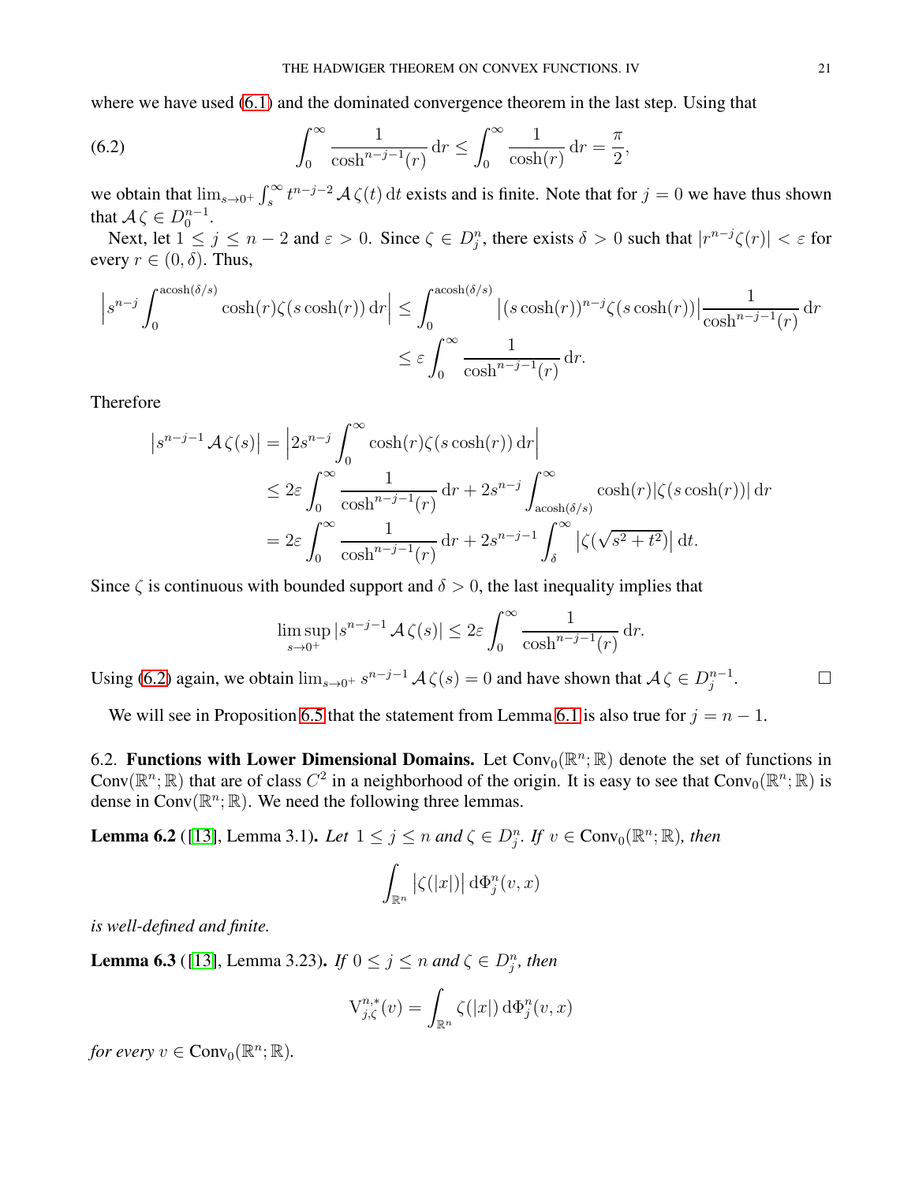where we have used (6.1) and the dominated convergence theorem in the last step. Using that

$$\int_0^\infty \frac{1}{\cosh^{n-j-1}(r)}\,\mathrm{d}r \le \int_0^\infty \frac{1}{\cosh(r)}\,\mathrm{d}r = \frac{\pi}{2}, \tag{6.2}$$

we obtain that $\lim_{s\to 0^+}\int_s^\infty t^{n-j-2}\,\mathcal{A}\,\zeta(t)\,\mathrm{d}t$ exists and is finite. Note that for $j=0$ we have thus shown that $\mathcal{A}\,\zeta \in D_0^{n-1}$.

Next, let $1 \le j \le n-2$ and $\varepsilon > 0$. Since $\zeta \in D_j^n$, there exists $\delta > 0$ such that $|r^{n-j}\zeta(r)| < \varepsilon$ for every $r \in (0,\delta)$. Thus,

$$\begin{aligned}\Big|s^{n-j}\int_0^{\operatorname{acosh}(\delta/s)} \cosh(r)\zeta(s\cosh(r))\,\mathrm{d}r\Big| &\le \int_0^{\operatorname{acosh}(\delta/s)} \big|(s\cosh(r))^{n-j}\zeta(s\cosh(r))\big| \frac{1}{\cosh^{n-j-1}(r)}\,\mathrm{d}r\\ &\le \varepsilon\int_0^\infty \frac{1}{\cosh^{n-j-1}(r)}\,\mathrm{d}r.\end{aligned}$$

Therefore

$$\begin{aligned}\big|s^{n-j-1}\,\mathcal{A}\,\zeta(s)\big| &= \Big|2s^{n-j}\int_0^\infty \cosh(r)\zeta(s\cosh(r))\,\mathrm{d}r\Big|\\ &\le 2\varepsilon\int_0^\infty \frac{1}{\cosh^{n-j-1}(r)}\,\mathrm{d}r + 2s^{n-j}\int_{\operatorname{acosh}(\delta/s)}^\infty \cosh(r)|\zeta(s\cosh(r))|\,\mathrm{d}r\\ &= 2\varepsilon\int_0^\infty \frac{1}{\cosh^{n-j-1}(r)}\,\mathrm{d}r + 2s^{n-j-1}\int_\delta^\infty \big|\zeta(\sqrt{s^2+t^2})\big|\,\mathrm{d}t.\end{aligned}$$

Since $\zeta$ is continuous with bounded support and $\delta > 0$, the last inequality implies that

$$\limsup_{s\to 0^+} |s^{n-j-1}\,\mathcal{A}\,\zeta(s)| \le 2\varepsilon\int_0^\infty \frac{1}{\cosh^{n-j-1}(r)}\,\mathrm{d}r.$$

Using (6.2) again, we obtain $\lim_{s\to 0^+} s^{n-j-1}\,\mathcal{A}\,\zeta(s) = 0$ and have shown that $\mathcal{A}\,\zeta \in D_j^{n-1}$. □

We will see in Proposition 6.5 that the statement from Lemma 6.1 is also true for $j = n-1$.

### 6.2. Functions with Lower Dimensional Domains.

Let $\operatorname{Conv}_0(\mathbb{R}^n;\mathbb{R})$ denote the set of functions in $\operatorname{Conv}(\mathbb{R}^n;\mathbb{R})$ that are of class $C^2$ in a neighborhood of the origin. It is easy to see that $\operatorname{Conv}_0(\mathbb{R}^n;\mathbb{R})$ is dense in $\operatorname{Conv}(\mathbb{R}^n;\mathbb{R})$. We need the following three lemmas.

**Lemma 6.2** ([13], Lemma 3.1)**.** *Let $1 \le j \le n$ and $\zeta \in D_j^n$. If $v \in \operatorname{Conv}_0(\mathbb{R}^n;\mathbb{R})$, then*

$$\int_{\mathbb{R}^n} \big|\zeta(|x|)\big|\,\mathrm{d}\Phi_j^n(v,x)$$

*is well-defined and finite.*

**Lemma 6.3** ([13], Lemma 3.23)**.** *If $0 \le j \le n$ and $\zeta \in D_j^n$, then*

$$\mathrm{V}_{j,\zeta}^{n,*}(v) = \int_{\mathbb{R}^n} \zeta(|x|)\,\mathrm{d}\Phi_j^n(v,x)$$

*for every $v \in \operatorname{Conv}_0(\mathbb{R}^n;\mathbb{R})$.*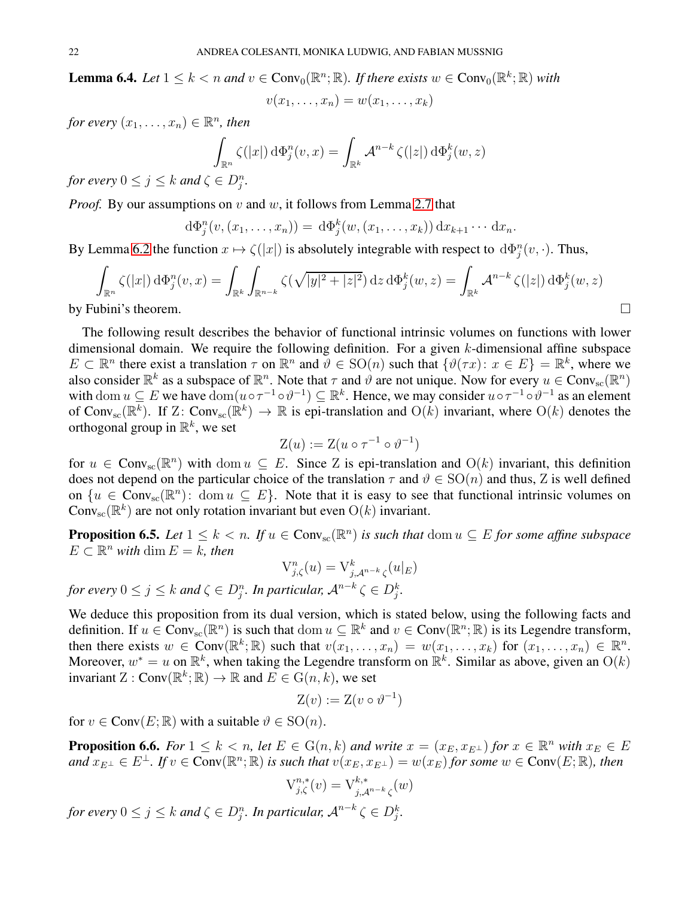**Lemma 6.4.** *Let $1 \leq k < n$ and $v \in \mathrm{Conv}_0(\mathbb{R}^n;\mathbb{R})$. If there exists $w \in \mathrm{Conv}_0(\mathbb{R}^k;\mathbb{R})$ with*

$$v(x_1,\dots,x_n) = w(x_1,\dots,x_k)$$

*for every $(x_1,\dots,x_n) \in \mathbb{R}^n$, then*

$$\int_{\mathbb{R}^n} \zeta(|x|)\,\mathrm{d}\Phi_j^n(v,x) = \int_{\mathbb{R}^k} \mathcal{A}^{n-k}\,\zeta(|z|)\,\mathrm{d}\Phi_j^k(w,z)$$

*for every $0 \leq j \leq k$ and $\zeta \in D_j^n$.*

*Proof.* By our assumptions on $v$ and $w$, it follows from Lemma 2.7 that

$$\mathrm{d}\Phi_j^n(v,(x_1,\dots,x_n)) = \mathrm{d}\Phi_j^k(w,(x_1,\dots,x_k))\,\mathrm{d}x_{k+1}\cdots\mathrm{d}x_n.$$

By Lemma 6.2 the function $x \mapsto \zeta(|x|)$ is absolutely integrable with respect to $\mathrm{d}\Phi_j^n(v,\cdot)$. Thus,

$$\int_{\mathbb{R}^n} \zeta(|x|)\,\mathrm{d}\Phi_j^n(v,x) = \int_{\mathbb{R}^k}\int_{\mathbb{R}^{n-k}} \zeta(\sqrt{|y|^2+|z|^2})\,\mathrm{d}z\,\mathrm{d}\Phi_j^k(w,z) = \int_{\mathbb{R}^k} \mathcal{A}^{n-k}\,\zeta(|z|)\,\mathrm{d}\Phi_j^k(w,z)$$

by Fubini's theorem. $\square$

The following result describes the behavior of functional intrinsic volumes on functions with lower dimensional domain. We require the following definition. For a given $k$-dimensional affine subspace $E \subset \mathbb{R}^n$ there exist a translation $\tau$ on $\mathbb{R}^n$ and $\vartheta \in \mathrm{SO}(n)$ such that $\{\vartheta(\tau x)\colon x \in E\} = \mathbb{R}^k$, where we also consider $\mathbb{R}^k$ as a subspace of $\mathbb{R}^n$. Note that $\tau$ and $\vartheta$ are not unique. Now for every $u \in \mathrm{Conv}_{\mathrm{sc}}(\mathbb{R}^n)$ with $\mathrm{dom}\,u \subseteq E$ we have $\mathrm{dom}(u\circ\tau^{-1}\circ\vartheta^{-1}) \subseteq \mathbb{R}^k$. Hence, we may consider $u\circ\tau^{-1}\circ\vartheta^{-1}$ as an element of $\mathrm{Conv}_{\mathrm{sc}}(\mathbb{R}^k)$. If $\mathrm{Z}\colon \mathrm{Conv}_{\mathrm{sc}}(\mathbb{R}^k) \to \mathbb{R}$ is epi-translation and $\mathrm{O}(k)$ invariant, where $\mathrm{O}(k)$ denotes the orthogonal group in $\mathbb{R}^k$, we set

$$\mathrm{Z}(u) := \mathrm{Z}(u\circ\tau^{-1}\circ\vartheta^{-1})$$

for $u \in \mathrm{Conv}_{\mathrm{sc}}(\mathbb{R}^n)$ with $\mathrm{dom}\,u \subseteq E$. Since $\mathrm{Z}$ is epi-translation and $\mathrm{O}(k)$ invariant, this definition does not depend on the particular choice of the translation $\tau$ and $\vartheta \in \mathrm{SO}(n)$ and thus, $\mathrm{Z}$ is well defined on $\{u \in \mathrm{Conv}_{\mathrm{sc}}(\mathbb{R}^n)\colon \mathrm{dom}\,u \subseteq E\}$. Note that it is easy to see that functional intrinsic volumes on $\mathrm{Conv}_{\mathrm{sc}}(\mathbb{R}^k)$ are not only rotation invariant but even $\mathrm{O}(k)$ invariant.

**Proposition 6.5.** *Let $1 \leq k < n$. If $u \in \mathrm{Conv}_{\mathrm{sc}}(\mathbb{R}^n)$ is such that $\mathrm{dom}\,u \subseteq E$ for some affine subspace $E \subset \mathbb{R}^n$ with $\dim E = k$, then*

$$\mathrm{V}_{j,\zeta}^n(u) = \mathrm{V}_{j,\mathcal{A}^{n-k}\zeta}^k(u|_E)$$

*for every $0 \leq j \leq k$ and $\zeta \in D_j^n$. In particular, $\mathcal{A}^{n-k}\,\zeta \in D_j^k$.*

We deduce this proposition from its dual version, which is stated below, using the following facts and definition. If $u \in \mathrm{Conv}_{\mathrm{sc}}(\mathbb{R}^n)$ is such that $\mathrm{dom}\,u \subseteq \mathbb{R}^k$ and $v \in \mathrm{Conv}(\mathbb{R}^n;\mathbb{R})$ is its Legendre transform, then there exists $w \in \mathrm{Conv}(\mathbb{R}^k;\mathbb{R})$ such that $v(x_1,\dots,x_n) = w(x_1,\dots,x_k)$ for $(x_1,\dots,x_n) \in \mathbb{R}^n$. Moreover, $w^* = u$ on $\mathbb{R}^k$, when taking the Legendre transform on $\mathbb{R}^k$. Similar as above, given an $\mathrm{O}(k)$ invariant $\mathrm{Z} : \mathrm{Conv}(\mathbb{R}^k;\mathbb{R}) \to \mathbb{R}$ and $E \in \mathrm{G}(n,k)$, we set

$$\mathrm{Z}(v) := \mathrm{Z}(v\circ\vartheta^{-1})$$

for $v \in \mathrm{Conv}(E;\mathbb{R})$ with a suitable $\vartheta \in \mathrm{SO}(n)$.

**Proposition 6.6.** *For $1 \leq k < n$, let $E \in \mathrm{G}(n,k)$ and write $x = (x_E, x_{E^\perp})$ for $x \in \mathbb{R}^n$ with $x_E \in E$ and $x_{E^\perp} \in E^\perp$. If $v \in \mathrm{Conv}(\mathbb{R}^n;\mathbb{R})$ is such that $v(x_E, x_{E^\perp}) = w(x_E)$ for some $w \in \mathrm{Conv}(E;\mathbb{R})$, then*

$$\mathrm{V}_{j,\zeta}^{n,*}(v) = \mathrm{V}_{j,\mathcal{A}^{n-k}\zeta}^{k,*}(w)$$

*for every $0 \leq j \leq k$ and $\zeta \in D_j^n$. In particular, $\mathcal{A}^{n-k}\,\zeta \in D_j^k$.*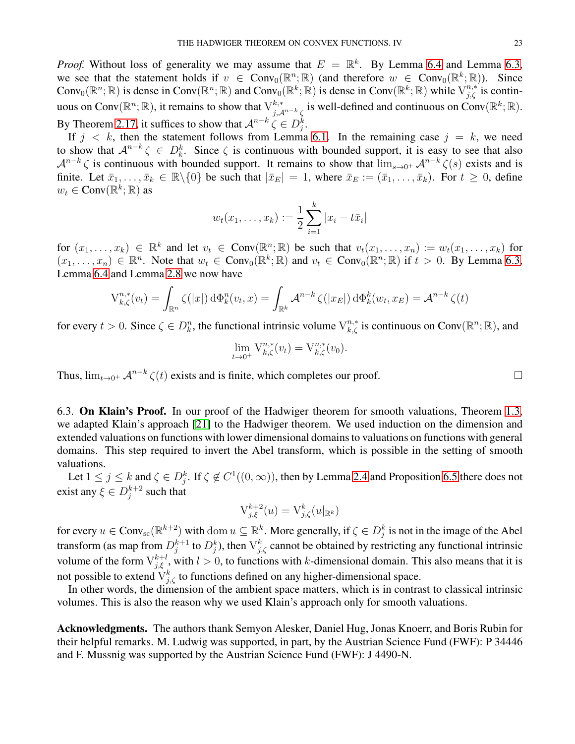*Proof.* Without loss of generality we may assume that $E = \mathbb{R}^k$. By Lemma 6.4 and Lemma 6.3, we see that the statement holds if $v \in \mathrm{Conv}_0(\mathbb{R}^n;\mathbb{R})$ (and therefore $w \in \mathrm{Conv}_0(\mathbb{R}^k;\mathbb{R})$). Since $\mathrm{Conv}_0(\mathbb{R}^n;\mathbb{R})$ is dense in $\mathrm{Conv}(\mathbb{R}^n;\mathbb{R})$ and $\mathrm{Conv}_0(\mathbb{R}^k;\mathbb{R})$ is dense in $\mathrm{Conv}(\mathbb{R}^k;\mathbb{R})$ while $\mathrm{V}_{j,\zeta}^{n,*}$ is continuous on $\mathrm{Conv}(\mathbb{R}^n;\mathbb{R})$, it remains to show that $\mathrm{V}_{j,\mathcal{A}^{n-k}\zeta}^{k,*}$ is well-defined and continuous on $\mathrm{Conv}(\mathbb{R}^k;\mathbb{R})$. By Theorem 2.17, it suffices to show that $\mathcal{A}^{n-k}\zeta \in D_j^k$.

If $j < k$, then the statement follows from Lemma 6.1. In the remaining case $j = k$, we need to show that $\mathcal{A}^{n-k}\zeta \in D_k^k$. Since $\zeta$ is continuous with bounded support, it is easy to see that also $\mathcal{A}^{n-k}\zeta$ is continuous with bounded support. It remains to show that $\lim_{s\to 0^+}\mathcal{A}^{n-k}\zeta(s)$ exists and is finite. Let $\bar{x}_1,\dots,\bar{x}_k \in \mathbb{R}\backslash\{0\}$ be such that $|\bar{x}_E| = 1$, where $\bar{x}_E := (\bar{x}_1,\dots,\bar{x}_k)$. For $t \geq 0$, define $w_t \in \mathrm{Conv}(\mathbb{R}^k;\mathbb{R})$ as

$$w_t(x_1,\dots,x_k) := \frac{1}{2}\sum_{i=1}^k |x_i - t\bar{x}_i|$$

for $(x_1,\dots,x_k) \in \mathbb{R}^k$ and let $v_t \in \mathrm{Conv}(\mathbb{R}^n;\mathbb{R})$ be such that $v_t(x_1,\dots,x_n) := w_t(x_1,\dots,x_k)$ for $(x_1,\dots,x_n) \in \mathbb{R}^n$. Note that $w_t \in \mathrm{Conv}_0(\mathbb{R}^k;\mathbb{R})$ and $v_t \in \mathrm{Conv}_0(\mathbb{R}^n;\mathbb{R})$ if $t > 0$. By Lemma 6.3, Lemma 6.4 and Lemma 2.8 we now have

$$\mathrm{V}_{k,\zeta}^{n,*}(v_t) = \int_{\mathbb{R}^n}\zeta(|x|)\,\mathrm{d}\Phi_k^n(v_t,x) = \int_{\mathbb{R}^k}\mathcal{A}^{n-k}\zeta(|x_E|)\,\mathrm{d}\Phi_k^k(w_t,x_E) = \mathcal{A}^{n-k}\zeta(t)$$

for every $t > 0$. Since $\zeta \in D_k^n$, the functional intrinsic volume $\mathrm{V}_{k,\zeta}^{n,*}$ is continuous on $\mathrm{Conv}(\mathbb{R}^n;\mathbb{R})$, and

$$\lim_{t\to 0^+}\mathrm{V}_{k,\zeta}^{n,*}(v_t) = \mathrm{V}_{k,\zeta}^{n,*}(v_0).$$

Thus, $\lim_{t\to 0^+}\mathcal{A}^{n-k}\zeta(t)$ exists and is finite, which completes our proof. □

6.3. **On Klain's Proof.** In our proof of the Hadwiger theorem for smooth valuations, Theorem 1.3, we adapted Klain's approach [21] to the Hadwiger theorem. We used induction on the dimension and extended valuations on functions with lower dimensional domains to valuations on functions with general domains. This step required to invert the Abel transform, which is possible in the setting of smooth valuations.

Let $1 \leq j \leq k$ and $\zeta \in D_j^k$. If $\zeta \notin C^1((0,\infty))$, then by Lemma 2.4 and Proposition 6.5 there does not exist any $\xi \in D_j^{k+2}$ such that

$$\mathrm{V}_{j,\xi}^{k+2}(u) = \mathrm{V}_{j,\zeta}^{k}(u|_{\mathbb{R}^k})$$

for every $u \in \mathrm{Conv}_{\mathrm{sc}}(\mathbb{R}^{k+2})$ with $\mathrm{dom}\, u \subseteq \mathbb{R}^k$. More generally, if $\zeta \in D_j^k$ is not in the image of the Abel transform (as map from $D_j^{k+1}$ to $D_j^k$), then $\mathrm{V}_{j,\zeta}^k$ cannot be obtained by restricting any functional intrinsic volume of the form $\mathrm{V}_{j,\xi}^{k+l}$, with $l > 0$, to functions with $k$-dimensional domain. This also means that it is not possible to extend $\mathrm{V}_{j,\zeta}^k$ to functions defined on any higher-dimensional space.

In other words, the dimension of the ambient space matters, which is in contrast to classical intrinsic volumes. This is also the reason why we used Klain's approach only for smooth valuations.

**Acknowledgments.** The authors thank Semyon Alesker, Daniel Hug, Jonas Knoerr, and Boris Rubin for their helpful remarks. M. Ludwig was supported, in part, by the Austrian Science Fund (FWF): P 34446 and F. Mussnig was supported by the Austrian Science Fund (FWF): J 4490-N.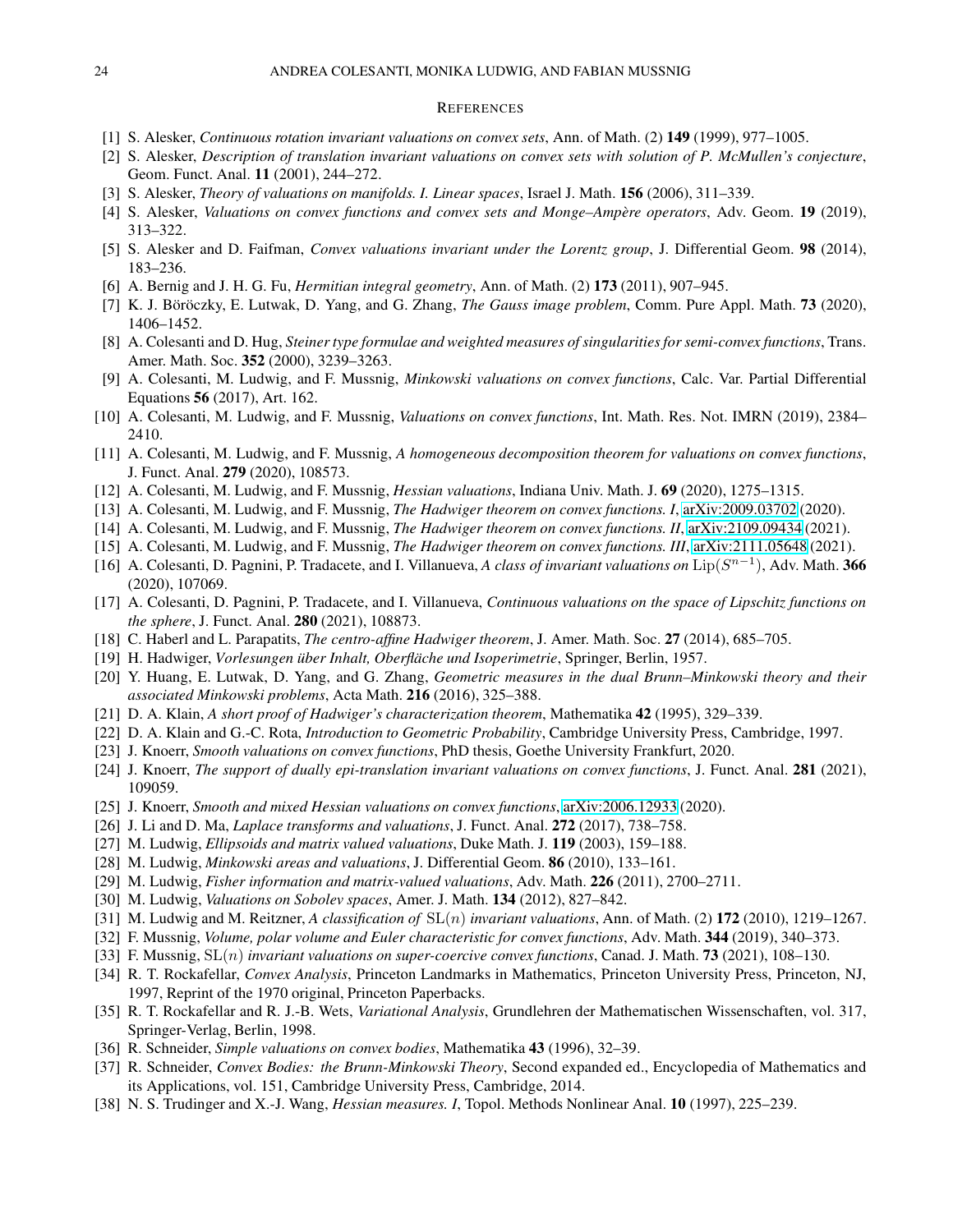## References

[1] S. Alesker, *Continuous rotation invariant valuations on convex sets*, Ann. of Math. (2) **149** (1999), 977–1005.

[2] S. Alesker, *Description of translation invariant valuations on convex sets with solution of P. McMullen's conjecture*, Geom. Funct. Anal. **11** (2001), 244–272.

[3] S. Alesker, *Theory of valuations on manifolds. I. Linear spaces*, Israel J. Math. **156** (2006), 311–339.

[4] S. Alesker, *Valuations on convex functions and convex sets and Monge–Ampère operators*, Adv. Geom. **19** (2019), 313–322.

[5] S. Alesker and D. Faifman, *Convex valuations invariant under the Lorentz group*, J. Differential Geom. **98** (2014), 183–236.

[6] A. Bernig and J. H. G. Fu, *Hermitian integral geometry*, Ann. of Math. (2) **173** (2011), 907–945.

[7] K. J. Böröczky, E. Lutwak, D. Yang, and G. Zhang, *The Gauss image problem*, Comm. Pure Appl. Math. **73** (2020), 1406–1452.

[8] A. Colesanti and D. Hug, *Steiner type formulae and weighted measures of singularities for semi-convex functions*, Trans. Amer. Math. Soc. **352** (2000), 3239–3263.

[9] A. Colesanti, M. Ludwig, and F. Mussnig, *Minkowski valuations on convex functions*, Calc. Var. Partial Differential Equations **56** (2017), Art. 162.

[10] A. Colesanti, M. Ludwig, and F. Mussnig, *Valuations on convex functions*, Int. Math. Res. Not. IMRN (2019), 2384–2410.

[11] A. Colesanti, M. Ludwig, and F. Mussnig, *A homogeneous decomposition theorem for valuations on convex functions*, J. Funct. Anal. **279** (2020), 108573.

[12] A. Colesanti, M. Ludwig, and F. Mussnig, *Hessian valuations*, Indiana Univ. Math. J. **69** (2020), 1275–1315.

[13] A. Colesanti, M. Ludwig, and F. Mussnig, *The Hadwiger theorem on convex functions. I*, arXiv:2009.03702 (2020).

[14] A. Colesanti, M. Ludwig, and F. Mussnig, *The Hadwiger theorem on convex functions. II*, arXiv:2109.09434 (2021).

[15] A. Colesanti, M. Ludwig, and F. Mussnig, *The Hadwiger theorem on convex functions. III*, arXiv:2111.05648 (2021).

[16] A. Colesanti, D. Pagnini, P. Tradacete, and I. Villanueva, *A class of invariant valuations on* $\mathrm{Lip}(S^{n-1})$, Adv. Math. **366** (2020), 107069.

[17] A. Colesanti, D. Pagnini, P. Tradacete, and I. Villanueva, *Continuous valuations on the space of Lipschitz functions on the sphere*, J. Funct. Anal. **280** (2021), 108873.

[18] C. Haberl and L. Parapatits, *The centro-affine Hadwiger theorem*, J. Amer. Math. Soc. **27** (2014), 685–705.

[19] H. Hadwiger, *Vorlesungen über Inhalt, Oberfläche und Isoperimetrie*, Springer, Berlin, 1957.

[20] Y. Huang, E. Lutwak, D. Yang, and G. Zhang, *Geometric measures in the dual Brunn–Minkowski theory and their associated Minkowski problems*, Acta Math. **216** (2016), 325–388.

[21] D. A. Klain, *A short proof of Hadwiger's characterization theorem*, Mathematika **42** (1995), 329–339.

[22] D. A. Klain and G.-C. Rota, *Introduction to Geometric Probability*, Cambridge University Press, Cambridge, 1997.

[23] J. Knoerr, *Smooth valuations on convex functions*, PhD thesis, Goethe University Frankfurt, 2020.

[24] J. Knoerr, *The support of dually epi-translation invariant valuations on convex functions*, J. Funct. Anal. **281** (2021), 109059.

[25] J. Knoerr, *Smooth and mixed Hessian valuations on convex functions*, arXiv:2006.12933 (2020).

[26] J. Li and D. Ma, *Laplace transforms and valuations*, J. Funct. Anal. **272** (2017), 738–758.

[27] M. Ludwig, *Ellipsoids and matrix valued valuations*, Duke Math. J. **119** (2003), 159–188.

[28] M. Ludwig, *Minkowski areas and valuations*, J. Differential Geom. **86** (2010), 133–161.

[29] M. Ludwig, *Fisher information and matrix-valued valuations*, Adv. Math. **226** (2011), 2700–2711.

[30] M. Ludwig, *Valuations on Sobolev spaces*, Amer. J. Math. **134** (2012), 827–842.

[31] M. Ludwig and M. Reitzner, *A classification of* $\mathrm{SL}(n)$ *invariant valuations*, Ann. of Math. (2) **172** (2010), 1219–1267.

[32] F. Mussnig, *Volume, polar volume and Euler characteristic for convex functions*, Adv. Math. **344** (2019), 340–373.

[33] F. Mussnig, $\mathrm{SL}(n)$ *invariant valuations on super-coercive convex functions*, Canad. J. Math. **73** (2021), 108–130.

[34] R. T. Rockafellar, *Convex Analysis*, Princeton Landmarks in Mathematics, Princeton University Press, Princeton, NJ, 1997, Reprint of the 1970 original, Princeton Paperbacks.

[35] R. T. Rockafellar and R. J.-B. Wets, *Variational Analysis*, Grundlehren der Mathematischen Wissenschaften, vol. 317, Springer-Verlag, Berlin, 1998.

[36] R. Schneider, *Simple valuations on convex bodies*, Mathematika **43** (1996), 32–39.

[37] R. Schneider, *Convex Bodies: the Brunn-Minkowski Theory*, Second expanded ed., Encyclopedia of Mathematics and its Applications, vol. 151, Cambridge University Press, Cambridge, 2014.

[38] N. S. Trudinger and X.-J. Wang, *Hessian measures. I*, Topol. Methods Nonlinear Anal. **10** (1997), 225–239.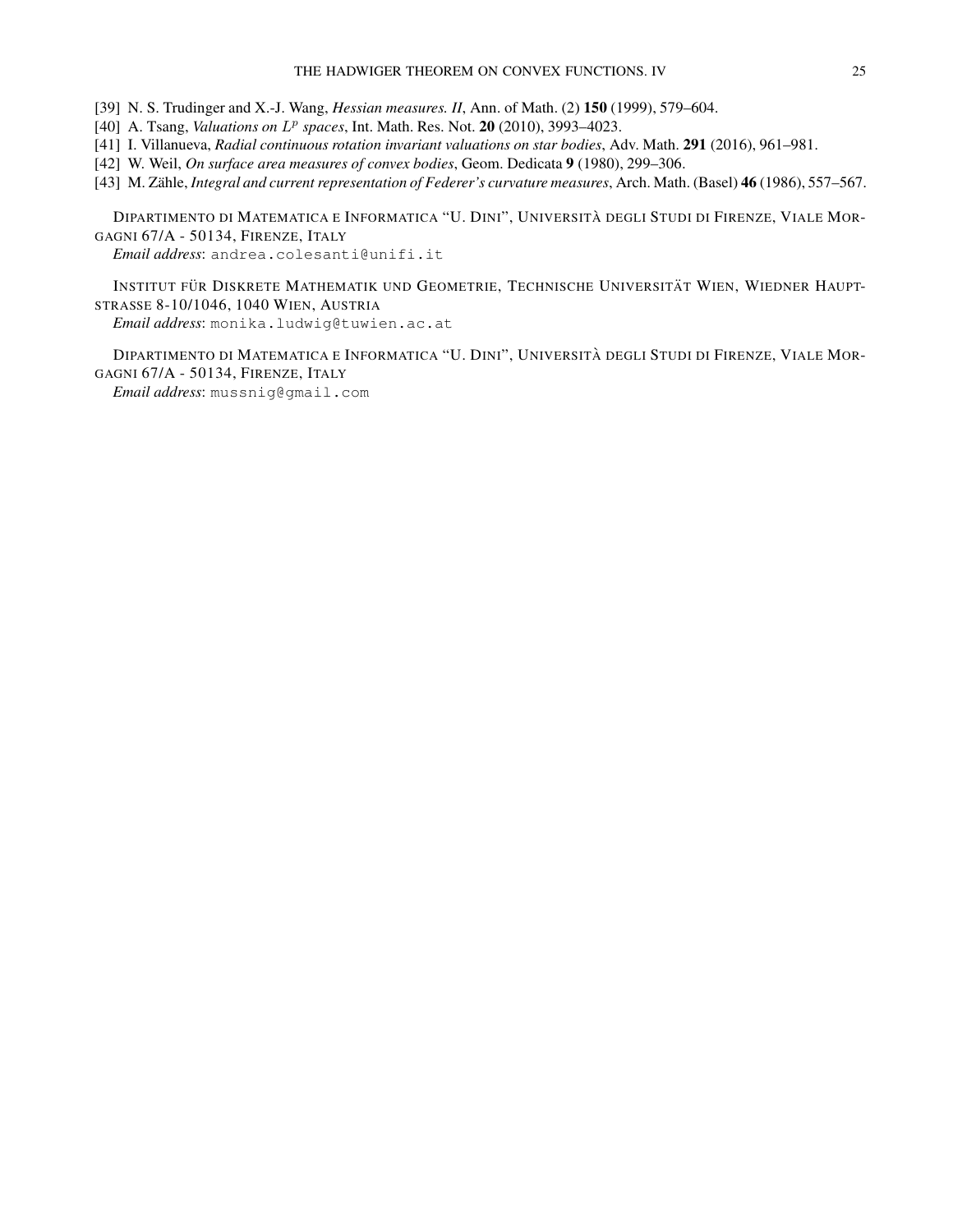[39] N. S. Trudinger and X.-J. Wang, *Hessian measures. II*, Ann. of Math. (2) **150** (1999), 579–604.

[40] A. Tsang, *Valuations on $L^p$ spaces*, Int. Math. Res. Not. **20** (2010), 3993–4023.

[41] I. Villanueva, *Radial continuous rotation invariant valuations on star bodies*, Adv. Math. **291** (2016), 961–981.

[42] W. Weil, *On surface area measures of convex bodies*, Geom. Dedicata **9** (1980), 299–306.

[43] M. Zähle, *Integral and current representation of Federer's curvature measures*, Arch. Math. (Basel) **46** (1986), 557–567.

DIPARTIMENTO DI MATEMATICA E INFORMATICA "U. DINI", UNIVERSITÀ DEGLI STUDI DI FIRENZE, VIALE MORGAGNI 67/A - 50134, FIRENZE, ITALY
*Email address*: andrea.colesanti@unifi.it

INSTITUT FÜR DISKRETE MATHEMATIK UND GEOMETRIE, TECHNISCHE UNIVERSITÄT WIEN, WIEDNER HAUPTSTRASSE 8-10/1046, 1040 WIEN, AUSTRIA
*Email address*: monika.ludwig@tuwien.ac.at

DIPARTIMENTO DI MATEMATICA E INFORMATICA "U. DINI", UNIVERSITÀ DEGLI STUDI DI FIRENZE, VIALE MORGAGNI 67/A - 50134, FIRENZE, ITALY
*Email address*: mussnig@gmail.com